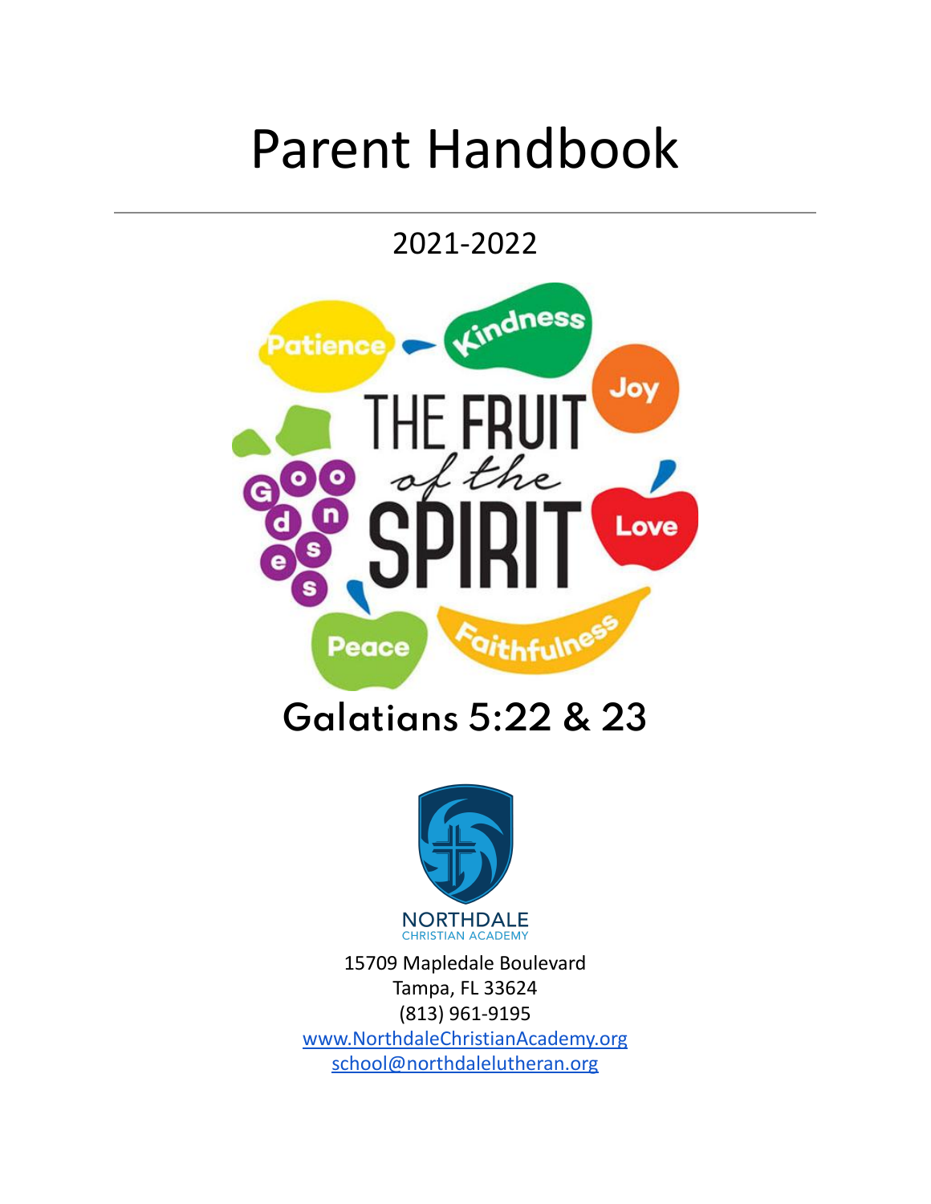# Parent Handbook

2021-2022

THE FRUIT of the SPIRIT

Patience · Kindness · Joy · Goodness · Love · Peace · Faithfulness

## Galatians 5:22 & 23

NORTHDALE
CHRISTIAN ACADEMY

15709 Mapledale Boulevard
Tampa, FL 33624
(813) 961-9195
www.NorthdaleChristianAcademy.org
school@northdalelutheran.org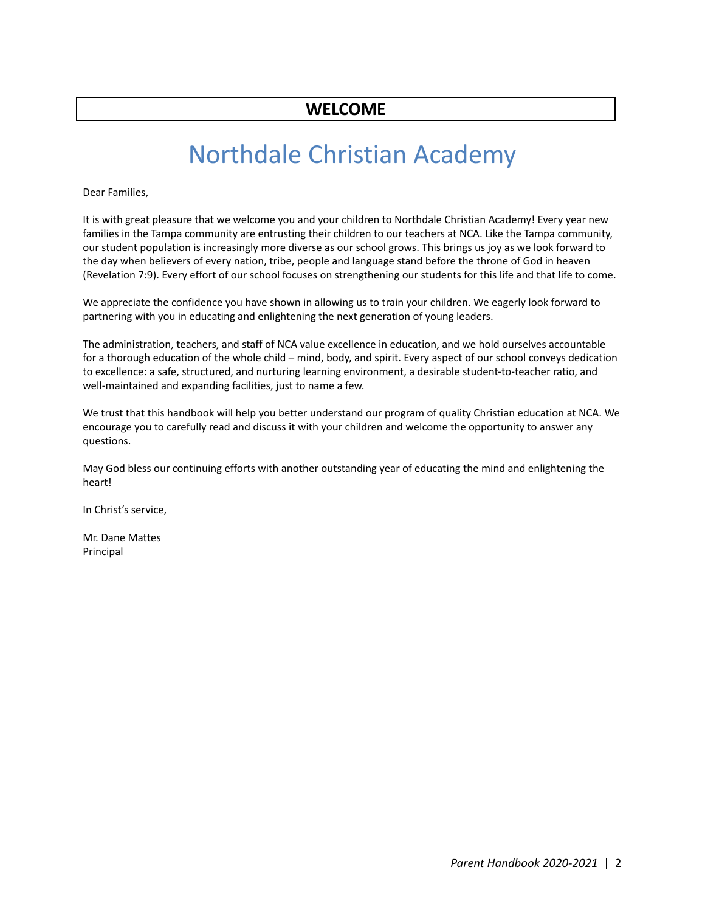# WELCOME

## Northdale Christian Academy

Dear Families,

It is with great pleasure that we welcome you and your children to Northdale Christian Academy! Every year new families in the Tampa community are entrusting their children to our teachers at NCA. Like the Tampa community, our student population is increasingly more diverse as our school grows. This brings us joy as we look forward to the day when believers of every nation, tribe, people and language stand before the throne of God in heaven (Revelation 7:9). Every effort of our school focuses on strengthening our students for this life and that life to come.

We appreciate the confidence you have shown in allowing us to train your children. We eagerly look forward to partnering with you in educating and enlightening the next generation of young leaders.

The administration, teachers, and staff of NCA value excellence in education, and we hold ourselves accountable for a thorough education of the whole child – mind, body, and spirit. Every aspect of our school conveys dedication to excellence: a safe, structured, and nurturing learning environment, a desirable student-to-teacher ratio, and well-maintained and expanding facilities, just to name a few.

We trust that this handbook will help you better understand our program of quality Christian education at NCA. We encourage you to carefully read and discuss it with your children and welcome the opportunity to answer any questions.

May God bless our continuing efforts with another outstanding year of educating the mind and enlightening the heart!

In Christ's service,

Mr. Dane Mattes
Principal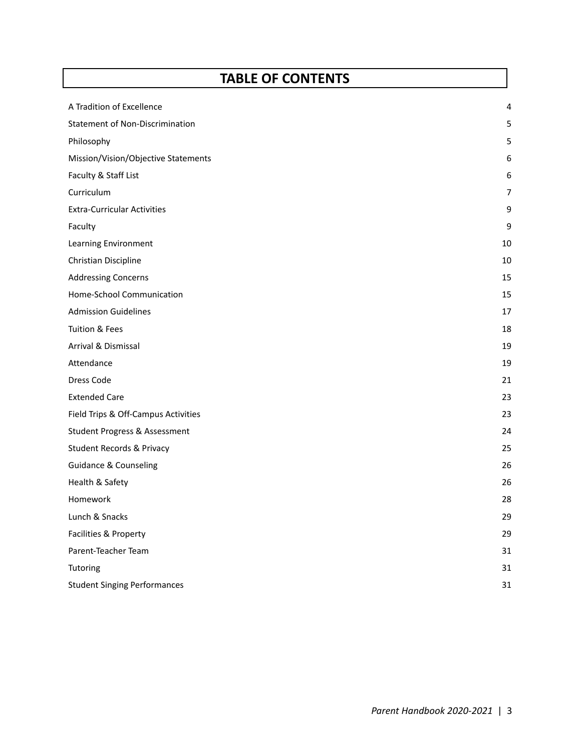# TABLE OF CONTENTS

| | |
|---|---|
| A Tradition of Excellence | 4 |
| Statement of Non-Discrimination | 5 |
| Philosophy | 5 |
| Mission/Vision/Objective Statements | 6 |
| Faculty & Staff List | 6 |
| Curriculum | 7 |
| Extra-Curricular Activities | 9 |
| Faculty | 9 |
| Learning Environment | 10 |
| Christian Discipline | 10 |
| Addressing Concerns | 15 |
| Home-School Communication | 15 |
| Admission Guidelines | 17 |
| Tuition & Fees | 18 |
| Arrival & Dismissal | 19 |
| Attendance | 19 |
| Dress Code | 21 |
| Extended Care | 23 |
| Field Trips & Off-Campus Activities | 23 |
| Student Progress & Assessment | 24 |
| Student Records & Privacy | 25 |
| Guidance & Counseling | 26 |
| Health & Safety | 26 |
| Homework | 28 |
| Lunch & Snacks | 29 |
| Facilities & Property | 29 |
| Parent-Teacher Team | 31 |
| Tutoring | 31 |
| Student Singing Performances | 31 |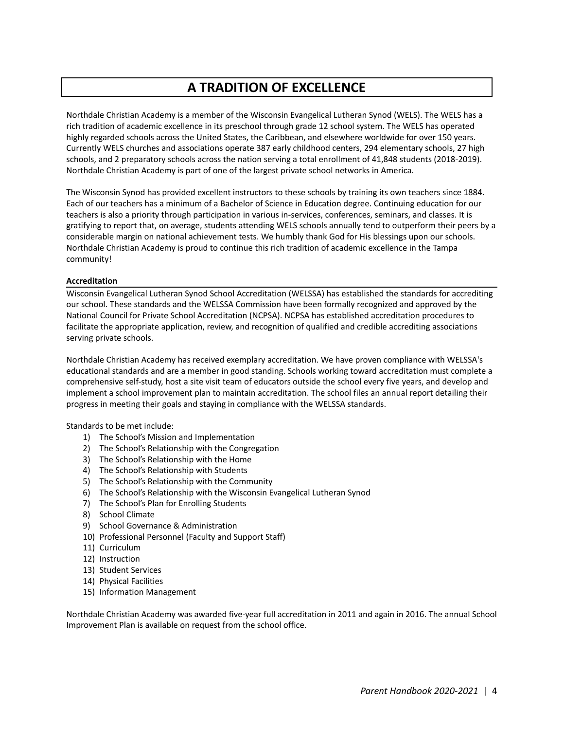# A TRADITION OF EXCELLENCE

Northdale Christian Academy is a member of the Wisconsin Evangelical Lutheran Synod (WELS). The WELS has a rich tradition of academic excellence in its preschool through grade 12 school system. The WELS has operated highly regarded schools across the United States, the Caribbean, and elsewhere worldwide for over 150 years. Currently WELS churches and associations operate 387 early childhood centers, 294 elementary schools, 27 high schools, and 2 preparatory schools across the nation serving a total enrollment of 41,848 students (2018-2019). Northdale Christian Academy is part of one of the largest private school networks in America.

The Wisconsin Synod has provided excellent instructors to these schools by training its own teachers since 1884. Each of our teachers has a minimum of a Bachelor of Science in Education degree. Continuing education for our teachers is also a priority through participation in various in-services, conferences, seminars, and classes. It is gratifying to report that, on average, students attending WELS schools annually tend to outperform their peers by a considerable margin on national achievement tests. We humbly thank God for His blessings upon our schools. Northdale Christian Academy is proud to continue this rich tradition of academic excellence in the Tampa community!

## Accreditation

Wisconsin Evangelical Lutheran Synod School Accreditation (WELSSA) has established the standards for accrediting our school. These standards and the WELSSA Commission have been formally recognized and approved by the National Council for Private School Accreditation (NCPSA). NCPSA has established accreditation procedures to facilitate the appropriate application, review, and recognition of qualified and credible accrediting associations serving private schools.

Northdale Christian Academy has received exemplary accreditation. We have proven compliance with WELSSA's educational standards and are a member in good standing. Schools working toward accreditation must complete a comprehensive self-study, host a site visit team of educators outside the school every five years, and develop and implement a school improvement plan to maintain accreditation. The school files an annual report detailing their progress in meeting their goals and staying in compliance with the WELSSA standards.

Standards to be met include:

1) The School's Mission and Implementation
2) The School's Relationship with the Congregation
3) The School's Relationship with the Home
4) The School's Relationship with Students
5) The School's Relationship with the Community
6) The School's Relationship with the Wisconsin Evangelical Lutheran Synod
7) The School's Plan for Enrolling Students
8) School Climate
9) School Governance & Administration
10) Professional Personnel (Faculty and Support Staff)
11) Curriculum
12) Instruction
13) Student Services
14) Physical Facilities
15) Information Management

Northdale Christian Academy was awarded five-year full accreditation in 2011 and again in 2016. The annual School Improvement Plan is available on request from the school office.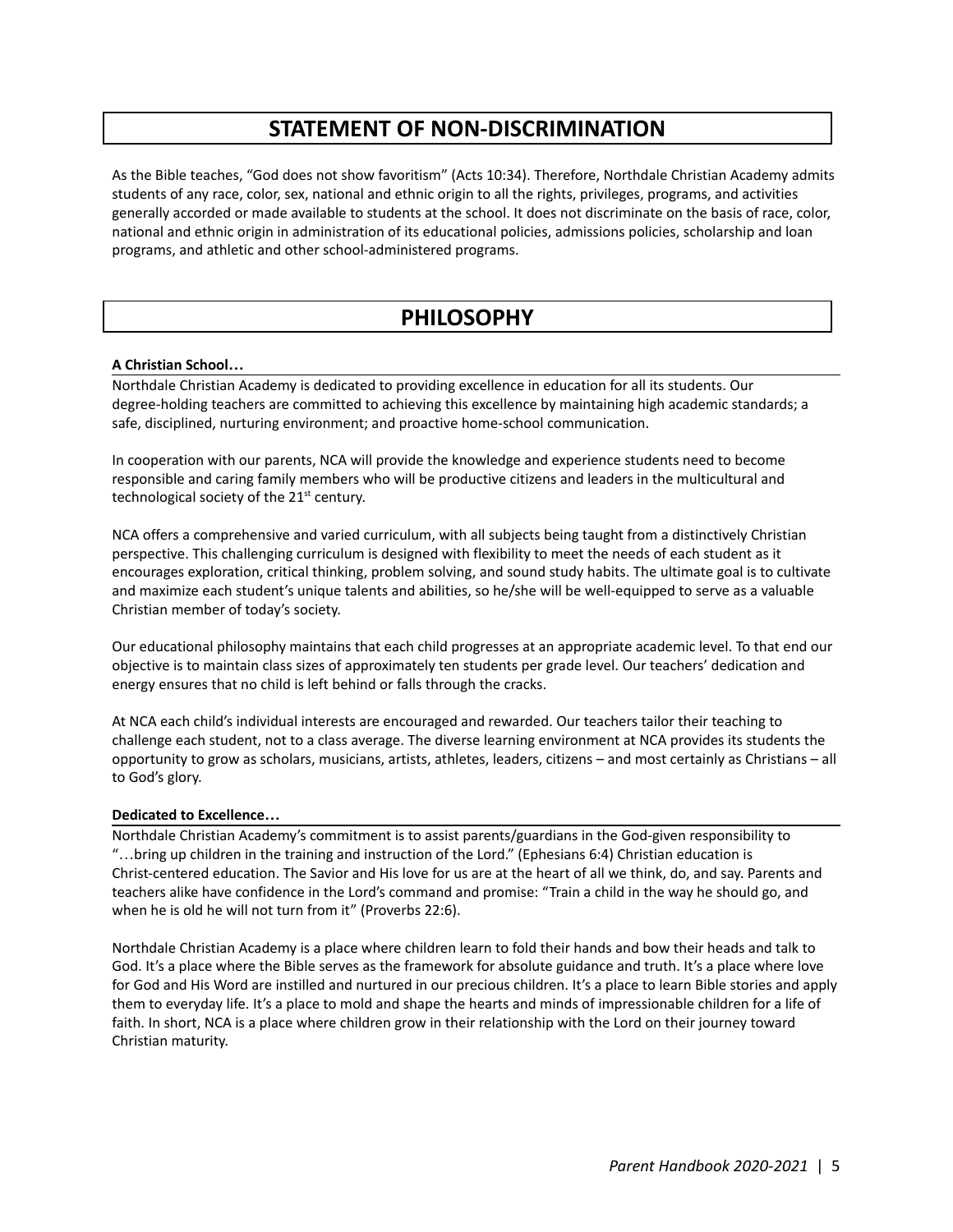# STATEMENT OF NON-DISCRIMINATION

As the Bible teaches, "God does not show favoritism" (Acts 10:34). Therefore, Northdale Christian Academy admits students of any race, color, sex, national and ethnic origin to all the rights, privileges, programs, and activities generally accorded or made available to students at the school. It does not discriminate on the basis of race, color, national and ethnic origin in administration of its educational policies, admissions policies, scholarship and loan programs, and athletic and other school-administered programs.

# PHILOSOPHY

**A Christian School…**

Northdale Christian Academy is dedicated to providing excellence in education for all its students. Our degree-holding teachers are committed to achieving this excellence by maintaining high academic standards; a safe, disciplined, nurturing environment; and proactive home-school communication.

In cooperation with our parents, NCA will provide the knowledge and experience students need to become responsible and caring family members who will be productive citizens and leaders in the multicultural and technological society of the 21st century.

NCA offers a comprehensive and varied curriculum, with all subjects being taught from a distinctively Christian perspective. This challenging curriculum is designed with flexibility to meet the needs of each student as it encourages exploration, critical thinking, problem solving, and sound study habits. The ultimate goal is to cultivate and maximize each student's unique talents and abilities, so he/she will be well-equipped to serve as a valuable Christian member of today's society.

Our educational philosophy maintains that each child progresses at an appropriate academic level. To that end our objective is to maintain class sizes of approximately ten students per grade level. Our teachers' dedication and energy ensures that no child is left behind or falls through the cracks.

At NCA each child's individual interests are encouraged and rewarded. Our teachers tailor their teaching to challenge each student, not to a class average. The diverse learning environment at NCA provides its students the opportunity to grow as scholars, musicians, artists, athletes, leaders, citizens – and most certainly as Christians – all to God's glory.

**Dedicated to Excellence…**

Northdale Christian Academy's commitment is to assist parents/guardians in the God-given responsibility to "…bring up children in the training and instruction of the Lord." (Ephesians 6:4) Christian education is Christ-centered education. The Savior and His love for us are at the heart of all we think, do, and say. Parents and teachers alike have confidence in the Lord's command and promise: "Train a child in the way he should go, and when he is old he will not turn from it" (Proverbs 22:6).

Northdale Christian Academy is a place where children learn to fold their hands and bow their heads and talk to God. It's a place where the Bible serves as the framework for absolute guidance and truth. It's a place where love for God and His Word are instilled and nurtured in our precious children. It's a place to learn Bible stories and apply them to everyday life. It's a place to mold and shape the hearts and minds of impressionable children for a life of faith. In short, NCA is a place where children grow in their relationship with the Lord on their journey toward Christian maturity.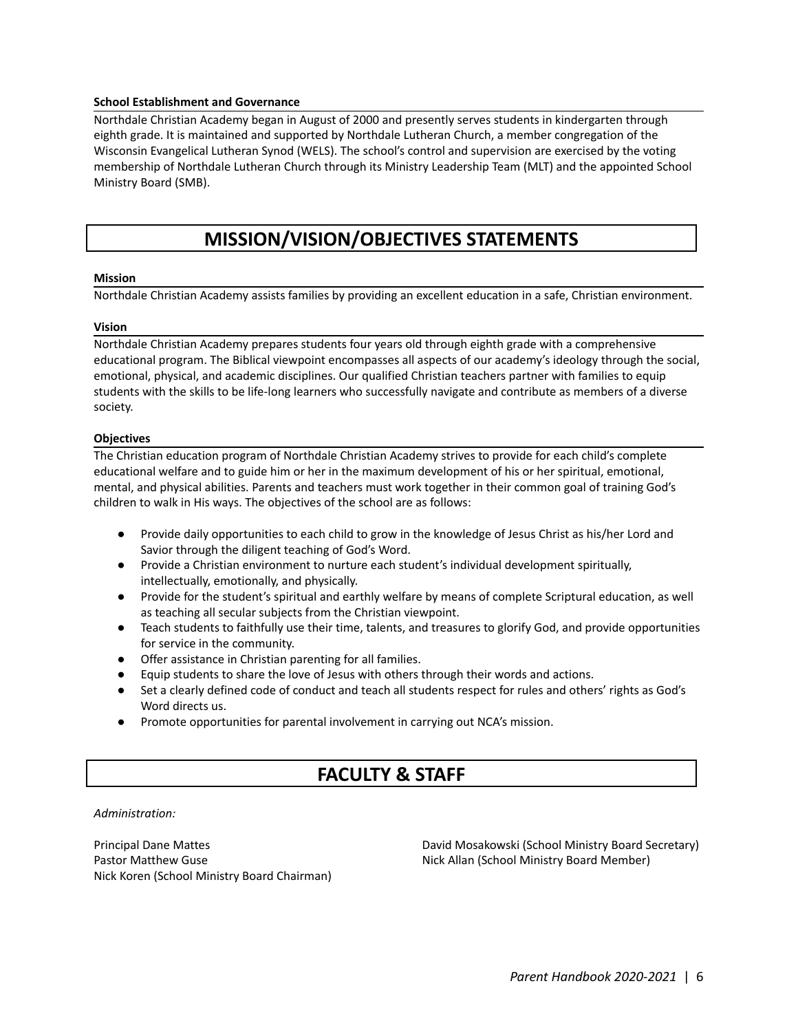### School Establishment and Governance

Northdale Christian Academy began in August of 2000 and presently serves students in kindergarten through eighth grade. It is maintained and supported by Northdale Lutheran Church, a member congregation of the Wisconsin Evangelical Lutheran Synod (WELS). The school's control and supervision are exercised by the voting membership of Northdale Lutheran Church through its Ministry Leadership Team (MLT) and the appointed School Ministry Board (SMB).

## MISSION/VISION/OBJECTIVES STATEMENTS

### Mission

Northdale Christian Academy assists families by providing an excellent education in a safe, Christian environment.

### Vision

Northdale Christian Academy prepares students four years old through eighth grade with a comprehensive educational program. The Biblical viewpoint encompasses all aspects of our academy's ideology through the social, emotional, physical, and academic disciplines. Our qualified Christian teachers partner with families to equip students with the skills to be life-long learners who successfully navigate and contribute as members of a diverse society.

### Objectives

The Christian education program of Northdale Christian Academy strives to provide for each child's complete educational welfare and to guide him or her in the maximum development of his or her spiritual, emotional, mental, and physical abilities. Parents and teachers must work together in their common goal of training God's children to walk in His ways. The objectives of the school are as follows:

- Provide daily opportunities to each child to grow in the knowledge of Jesus Christ as his/her Lord and Savior through the diligent teaching of God's Word.
- Provide a Christian environment to nurture each student's individual development spiritually, intellectually, emotionally, and physically.
- Provide for the student's spiritual and earthly welfare by means of complete Scriptural education, as well as teaching all secular subjects from the Christian viewpoint.
- Teach students to faithfully use their time, talents, and treasures to glorify God, and provide opportunities for service in the community.
- Offer assistance in Christian parenting for all families.
- Equip students to share the love of Jesus with others through their words and actions.
- Set a clearly defined code of conduct and teach all students respect for rules and others' rights as God's Word directs us.
- Promote opportunities for parental involvement in carrying out NCA's mission.

## FACULTY & STAFF

*Administration:*

Principal Dane Mattes
Pastor Matthew Guse
Nick Koren (School Ministry Board Chairman)
David Mosakowski (School Ministry Board Secretary)
Nick Allan (School Ministry Board Member)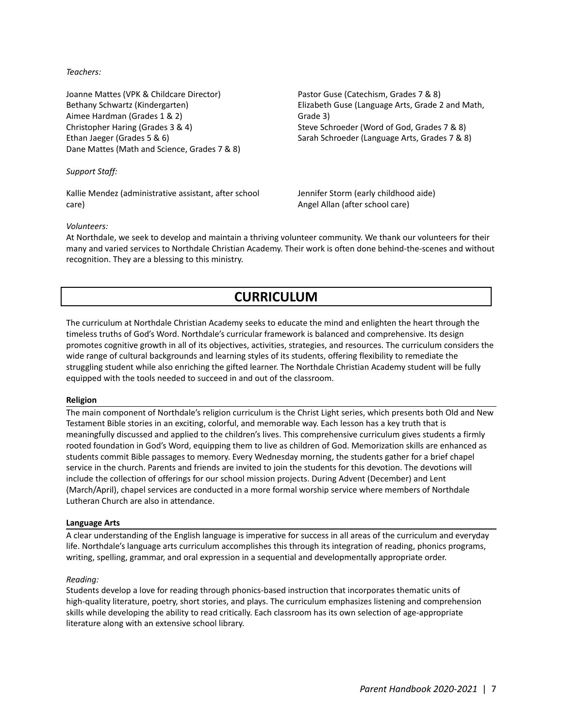*Teachers:*

Joanne Mattes (VPK & Childcare Director)
Bethany Schwartz (Kindergarten)
Aimee Hardman (Grades 1 & 2)
Christopher Haring (Grades 3 & 4)
Ethan Jaeger (Grades 5 & 6)
Dane Mattes (Math and Science, Grades 7 & 8)
Pastor Guse (Catechism, Grades 7 & 8)
Elizabeth Guse (Language Arts, Grade 2 and Math, Grade 3)
Steve Schroeder (Word of God, Grades 7 & 8)
Sarah Schroeder (Language Arts, Grades 7 & 8)

*Support Staff:*

Kallie Mendez (administrative assistant, after school care)
Jennifer Storm (early childhood aide)
Angel Allan (after school care)

*Volunteers:*
At Northdale, we seek to develop and maintain a thriving volunteer community. We thank our volunteers for their many and varied services to Northdale Christian Academy. Their work is often done behind-the-scenes and without recognition. They are a blessing to this ministry.

# CURRICULUM

The curriculum at Northdale Christian Academy seeks to educate the mind and enlighten the heart through the timeless truths of God's Word. Northdale's curricular framework is balanced and comprehensive. Its design promotes cognitive growth in all of its objectives, activities, strategies, and resources. The curriculum considers the wide range of cultural backgrounds and learning styles of its students, offering flexibility to remediate the struggling student while also enriching the gifted learner. The Northdale Christian Academy student will be fully equipped with the tools needed to succeed in and out of the classroom.

### Religion

The main component of Northdale's religion curriculum is the Christ Light series, which presents both Old and New Testament Bible stories in an exciting, colorful, and memorable way. Each lesson has a key truth that is meaningfully discussed and applied to the children's lives. This comprehensive curriculum gives students a firmly rooted foundation in God's Word, equipping them to live as children of God. Memorization skills are enhanced as students commit Bible passages to memory. Every Wednesday morning, the students gather for a brief chapel service in the church. Parents and friends are invited to join the students for this devotion. The devotions will include the collection of offerings for our school mission projects. During Advent (December) and Lent (March/April), chapel services are conducted in a more formal worship service where members of Northdale Lutheran Church are also in attendance.

### Language Arts

A clear understanding of the English language is imperative for success in all areas of the curriculum and everyday life. Northdale's language arts curriculum accomplishes this through its integration of reading, phonics programs, writing, spelling, grammar, and oral expression in a sequential and developmentally appropriate order.

*Reading:*
Students develop a love for reading through phonics-based instruction that incorporates thematic units of high-quality literature, poetry, short stories, and plays. The curriculum emphasizes listening and comprehension skills while developing the ability to read critically. Each classroom has its own selection of age-appropriate literature along with an extensive school library.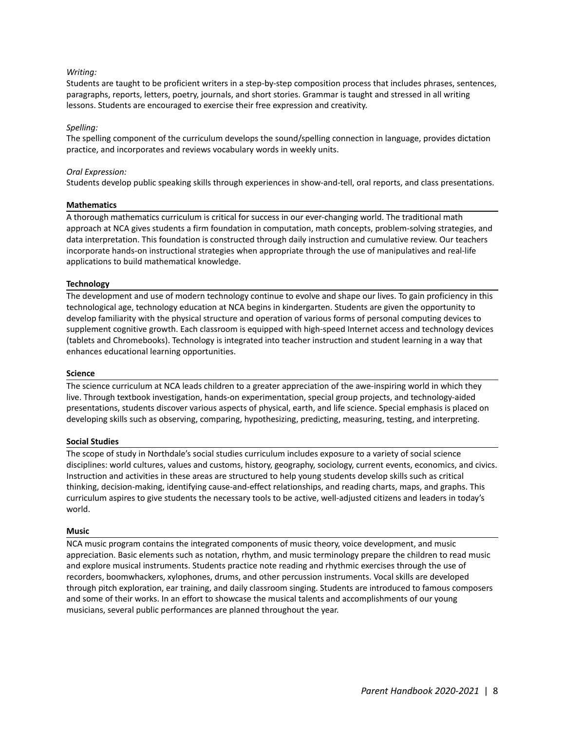*Writing:*
Students are taught to be proficient writers in a step-by-step composition process that includes phrases, sentences, paragraphs, reports, letters, poetry, journals, and short stories. Grammar is taught and stressed in all writing lessons. Students are encouraged to exercise their free expression and creativity.

*Spelling:*
The spelling component of the curriculum develops the sound/spelling connection in language, provides dictation practice, and incorporates and reviews vocabulary words in weekly units.

*Oral Expression:*
Students develop public speaking skills through experiences in show-and-tell, oral reports, and class presentations.

### Mathematics

A thorough mathematics curriculum is critical for success in our ever-changing world. The traditional math approach at NCA gives students a firm foundation in computation, math concepts, problem-solving strategies, and data interpretation. This foundation is constructed through daily instruction and cumulative review. Our teachers incorporate hands-on instructional strategies when appropriate through the use of manipulatives and real-life applications to build mathematical knowledge.

### Technology

The development and use of modern technology continue to evolve and shape our lives. To gain proficiency in this technological age, technology education at NCA begins in kindergarten. Students are given the opportunity to develop familiarity with the physical structure and operation of various forms of personal computing devices to supplement cognitive growth. Each classroom is equipped with high-speed Internet access and technology devices (tablets and Chromebooks). Technology is integrated into teacher instruction and student learning in a way that enhances educational learning opportunities.

### Science

The science curriculum at NCA leads children to a greater appreciation of the awe-inspiring world in which they live. Through textbook investigation, hands-on experimentation, special group projects, and technology-aided presentations, students discover various aspects of physical, earth, and life science. Special emphasis is placed on developing skills such as observing, comparing, hypothesizing, predicting, measuring, testing, and interpreting.

### Social Studies

The scope of study in Northdale's social studies curriculum includes exposure to a variety of social science disciplines: world cultures, values and customs, history, geography, sociology, current events, economics, and civics. Instruction and activities in these areas are structured to help young students develop skills such as critical thinking, decision-making, identifying cause-and-effect relationships, and reading charts, maps, and graphs. This curriculum aspires to give students the necessary tools to be active, well-adjusted citizens and leaders in today's world.

### Music

NCA music program contains the integrated components of music theory, voice development, and music appreciation. Basic elements such as notation, rhythm, and music terminology prepare the children to read music and explore musical instruments. Students practice note reading and rhythmic exercises through the use of recorders, boomwhackers, xylophones, drums, and other percussion instruments. Vocal skills are developed through pitch exploration, ear training, and daily classroom singing. Students are introduced to famous composers and some of their works. In an effort to showcase the musical talents and accomplishments of our young musicians, several public performances are planned throughout the year.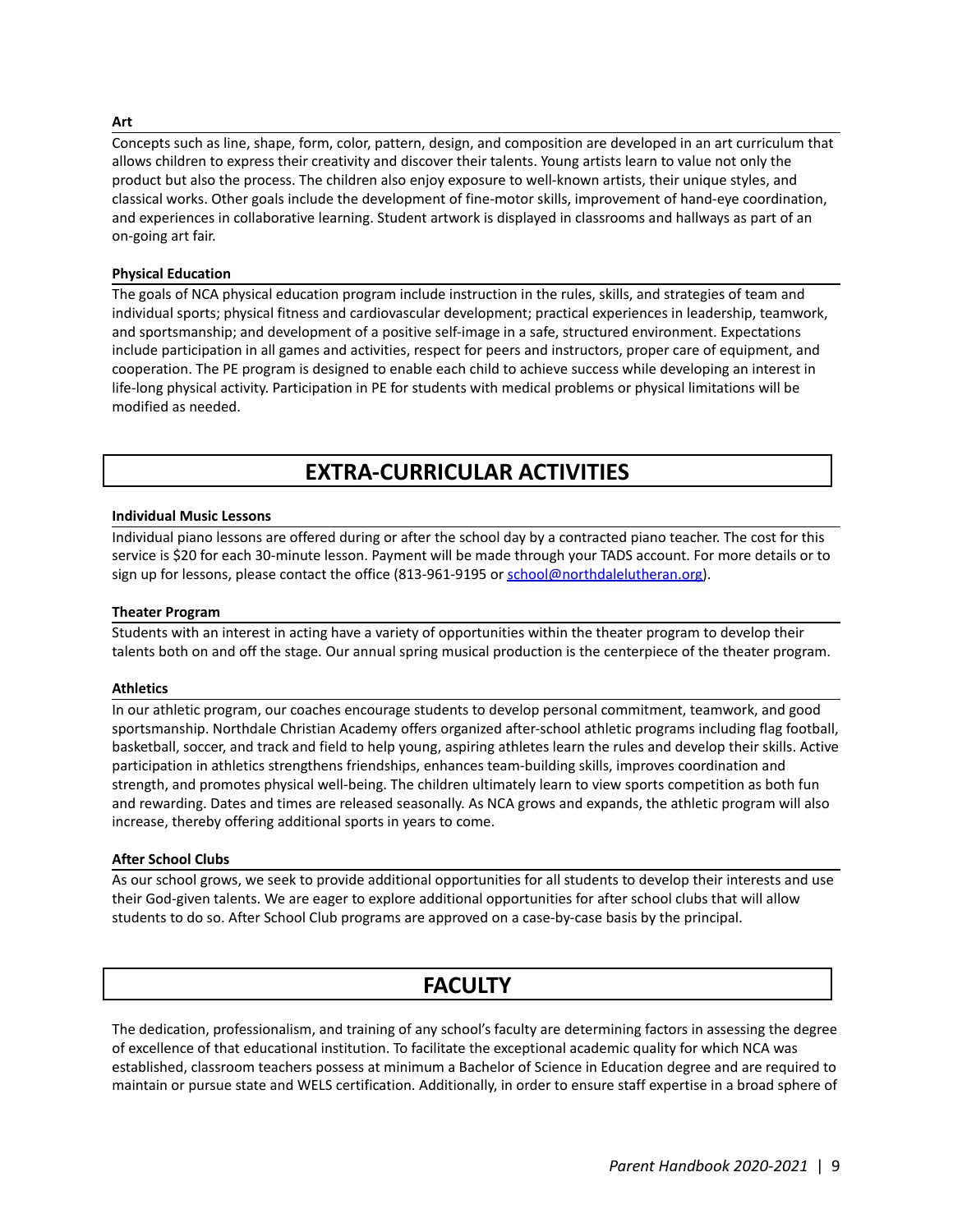### Art

Concepts such as line, shape, form, color, pattern, design, and composition are developed in an art curriculum that allows children to express their creativity and discover their talents. Young artists learn to value not only the product but also the process. The children also enjoy exposure to well-known artists, their unique styles, and classical works. Other goals include the development of fine-motor skills, improvement of hand-eye coordination, and experiences in collaborative learning. Student artwork is displayed in classrooms and hallways as part of an on-going art fair.

### Physical Education

The goals of NCA physical education program include instruction in the rules, skills, and strategies of team and individual sports; physical fitness and cardiovascular development; practical experiences in leadership, teamwork, and sportsmanship; and development of a positive self-image in a safe, structured environment. Expectations include participation in all games and activities, respect for peers and instructors, proper care of equipment, and cooperation. The PE program is designed to enable each child to achieve success while developing an interest in life-long physical activity. Participation in PE for students with medical problems or physical limitations will be modified as needed.

## EXTRA-CURRICULAR ACTIVITIES

### Individual Music Lessons

Individual piano lessons are offered during or after the school day by a contracted piano teacher. The cost for this service is $20 for each 30-minute lesson. Payment will be made through your TADS account. For more details or to sign up for lessons, please contact the office (813-961-9195 or school@northdalelutheran.org).

### Theater Program

Students with an interest in acting have a variety of opportunities within the theater program to develop their talents both on and off the stage. Our annual spring musical production is the centerpiece of the theater program.

### Athletics

In our athletic program, our coaches encourage students to develop personal commitment, teamwork, and good sportsmanship. Northdale Christian Academy offers organized after-school athletic programs including flag football, basketball, soccer, and track and field to help young, aspiring athletes learn the rules and develop their skills. Active participation in athletics strengthens friendships, enhances team-building skills, improves coordination and strength, and promotes physical well-being. The children ultimately learn to view sports competition as both fun and rewarding. Dates and times are released seasonally. As NCA grows and expands, the athletic program will also increase, thereby offering additional sports in years to come.

### After School Clubs

As our school grows, we seek to provide additional opportunities for all students to develop their interests and use their God-given talents. We are eager to explore additional opportunities for after school clubs that will allow students to do so. After School Club programs are approved on a case-by-case basis by the principal.

## FACULTY

The dedication, professionalism, and training of any school's faculty are determining factors in assessing the degree of excellence of that educational institution. To facilitate the exceptional academic quality for which NCA was established, classroom teachers possess at minimum a Bachelor of Science in Education degree and are required to maintain or pursue state and WELS certification. Additionally, in order to ensure staff expertise in a broad sphere of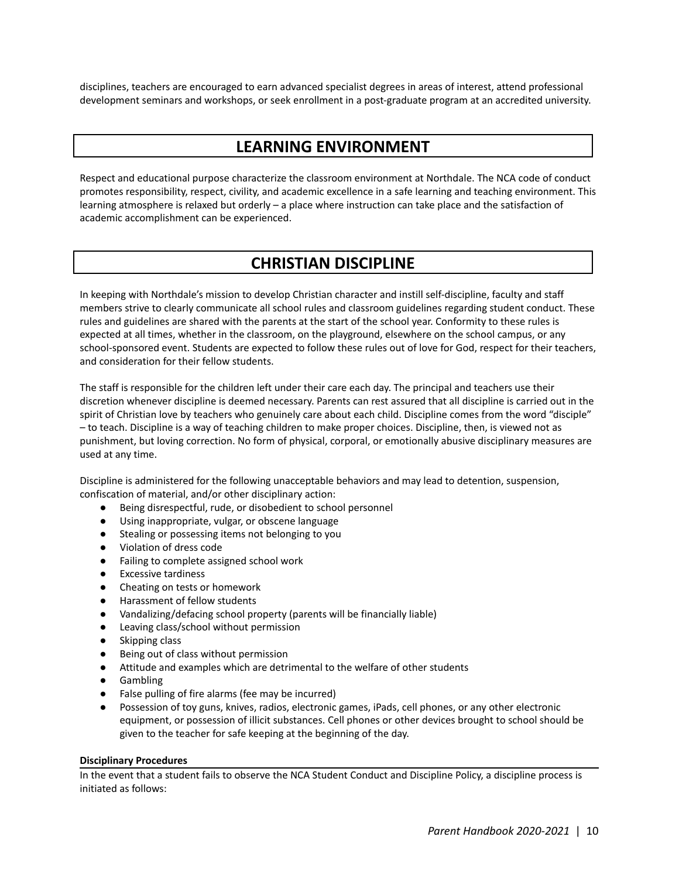disciplines, teachers are encouraged to earn advanced specialist degrees in areas of interest, attend professional development seminars and workshops, or seek enrollment in a post-graduate program at an accredited university.

# LEARNING ENVIRONMENT

Respect and educational purpose characterize the classroom environment at Northdale. The NCA code of conduct promotes responsibility, respect, civility, and academic excellence in a safe learning and teaching environment. This learning atmosphere is relaxed but orderly – a place where instruction can take place and the satisfaction of academic accomplishment can be experienced.

# CHRISTIAN DISCIPLINE

In keeping with Northdale's mission to develop Christian character and instill self-discipline, faculty and staff members strive to clearly communicate all school rules and classroom guidelines regarding student conduct. These rules and guidelines are shared with the parents at the start of the school year. Conformity to these rules is expected at all times, whether in the classroom, on the playground, elsewhere on the school campus, or any school-sponsored event. Students are expected to follow these rules out of love for God, respect for their teachers, and consideration for their fellow students.

The staff is responsible for the children left under their care each day. The principal and teachers use their discretion whenever discipline is deemed necessary. Parents can rest assured that all discipline is carried out in the spirit of Christian love by teachers who genuinely care about each child. Discipline comes from the word "disciple" – to teach. Discipline is a way of teaching children to make proper choices. Discipline, then, is viewed not as punishment, but loving correction. No form of physical, corporal, or emotionally abusive disciplinary measures are used at any time.

Discipline is administered for the following unacceptable behaviors and may lead to detention, suspension, confiscation of material, and/or other disciplinary action:

- Being disrespectful, rude, or disobedient to school personnel
- Using inappropriate, vulgar, or obscene language
- Stealing or possessing items not belonging to you
- Violation of dress code
- Failing to complete assigned school work
- Excessive tardiness
- Cheating on tests or homework
- Harassment of fellow students
- Vandalizing/defacing school property (parents will be financially liable)
- Leaving class/school without permission
- Skipping class
- Being out of class without permission
- Attitude and examples which are detrimental to the welfare of other students
- Gambling
- False pulling of fire alarms (fee may be incurred)
- Possession of toy guns, knives, radios, electronic games, iPads, cell phones, or any other electronic equipment, or possession of illicit substances. Cell phones or other devices brought to school should be given to the teacher for safe keeping at the beginning of the day.

**Disciplinary Procedures**

In the event that a student fails to observe the NCA Student Conduct and Discipline Policy, a discipline process is initiated as follows: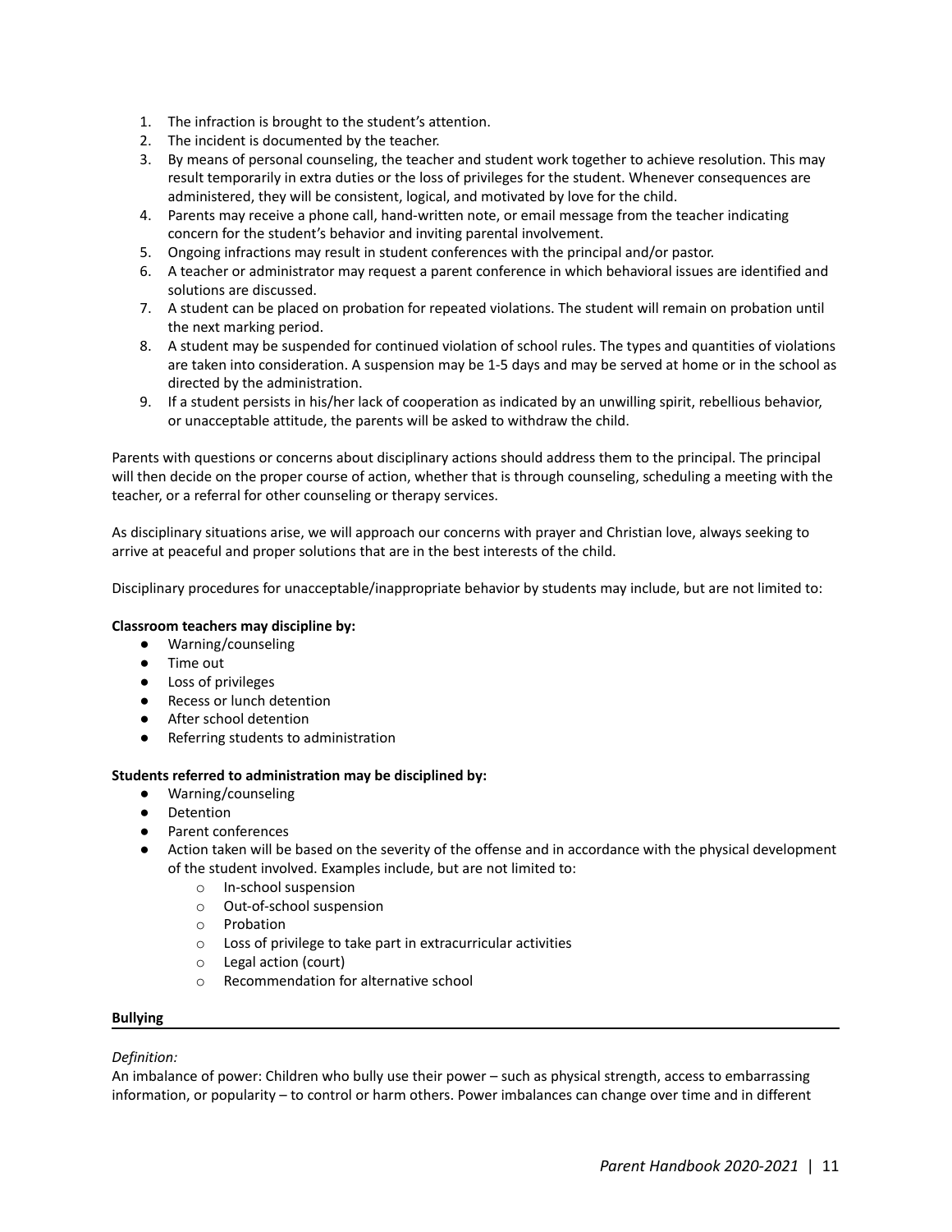1. The infraction is brought to the student's attention.
2. The incident is documented by the teacher.
3. By means of personal counseling, the teacher and student work together to achieve resolution. This may result temporarily in extra duties or the loss of privileges for the student. Whenever consequences are administered, they will be consistent, logical, and motivated by love for the child.
4. Parents may receive a phone call, hand-written note, or email message from the teacher indicating concern for the student's behavior and inviting parental involvement.
5. Ongoing infractions may result in student conferences with the principal and/or pastor.
6. A teacher or administrator may request a parent conference in which behavioral issues are identified and solutions are discussed.
7. A student can be placed on probation for repeated violations. The student will remain on probation until the next marking period.
8. A student may be suspended for continued violation of school rules. The types and quantities of violations are taken into consideration. A suspension may be 1-5 days and may be served at home or in the school as directed by the administration.
9. If a student persists in his/her lack of cooperation as indicated by an unwilling spirit, rebellious behavior, or unacceptable attitude, the parents will be asked to withdraw the child.

Parents with questions or concerns about disciplinary actions should address them to the principal. The principal will then decide on the proper course of action, whether that is through counseling, scheduling a meeting with the teacher, or a referral for other counseling or therapy services.

As disciplinary situations arise, we will approach our concerns with prayer and Christian love, always seeking to arrive at peaceful and proper solutions that are in the best interests of the child.

Disciplinary procedures for unacceptable/inappropriate behavior by students may include, but are not limited to:

**Classroom teachers may discipline by:**

- Warning/counseling
- Time out
- Loss of privileges
- Recess or lunch detention
- After school detention
- Referring students to administration

**Students referred to administration may be disciplined by:**

- Warning/counseling
- Detention
- Parent conferences
- Action taken will be based on the severity of the offense and in accordance with the physical development of the student involved. Examples include, but are not limited to:
  - In-school suspension
  - Out-of-school suspension
  - Probation
  - Loss of privilege to take part in extracurricular activities
  - Legal action (court)
  - Recommendation for alternative school

## Bullying

*Definition:*
An imbalance of power: Children who bully use their power – such as physical strength, access to embarrassing information, or popularity – to control or harm others. Power imbalances can change over time and in different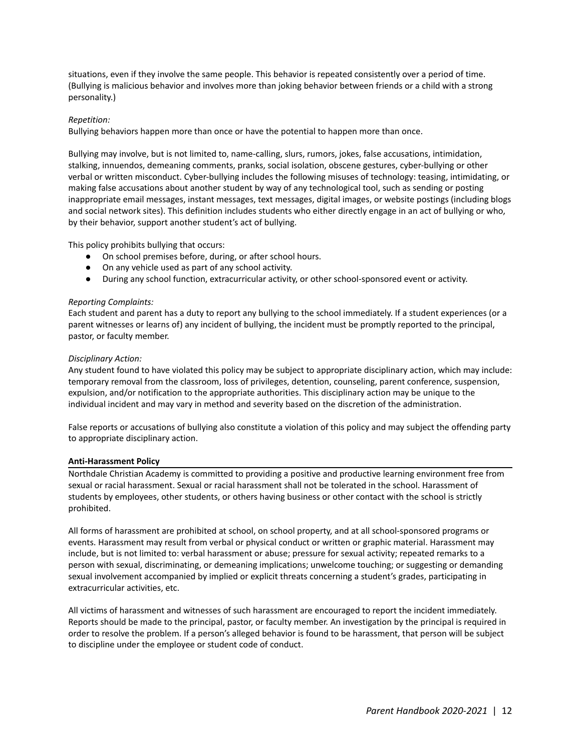situations, even if they involve the same people. This behavior is repeated consistently over a period of time. (Bullying is malicious behavior and involves more than joking behavior between friends or a child with a strong personality.)

*Repetition:*
Bullying behaviors happen more than once or have the potential to happen more than once.

Bullying may involve, but is not limited to, name-calling, slurs, rumors, jokes, false accusations, intimidation, stalking, innuendos, demeaning comments, pranks, social isolation, obscene gestures, cyber-bullying or other verbal or written misconduct. Cyber-bullying includes the following misuses of technology: teasing, intimidating, or making false accusations about another student by way of any technological tool, such as sending or posting inappropriate email messages, instant messages, text messages, digital images, or website postings (including blogs and social network sites). This definition includes students who either directly engage in an act of bullying or who, by their behavior, support another student's act of bullying.

This policy prohibits bullying that occurs:

- On school premises before, during, or after school hours.
- On any vehicle used as part of any school activity.
- During any school function, extracurricular activity, or other school-sponsored event or activity.

*Reporting Complaints:*
Each student and parent has a duty to report any bullying to the school immediately. If a student experiences (or a parent witnesses or learns of) any incident of bullying, the incident must be promptly reported to the principal, pastor, or faculty member.

*Disciplinary Action:*
Any student found to have violated this policy may be subject to appropriate disciplinary action, which may include: temporary removal from the classroom, loss of privileges, detention, counseling, parent conference, suspension, expulsion, and/or notification to the appropriate authorities. This disciplinary action may be unique to the individual incident and may vary in method and severity based on the discretion of the administration.

False reports or accusations of bullying also constitute a violation of this policy and may subject the offending party to appropriate disciplinary action.

**Anti-Harassment Policy**

Northdale Christian Academy is committed to providing a positive and productive learning environment free from sexual or racial harassment. Sexual or racial harassment shall not be tolerated in the school. Harassment of students by employees, other students, or others having business or other contact with the school is strictly prohibited.

All forms of harassment are prohibited at school, on school property, and at all school-sponsored programs or events. Harassment may result from verbal or physical conduct or written or graphic material. Harassment may include, but is not limited to: verbal harassment or abuse; pressure for sexual activity; repeated remarks to a person with sexual, discriminating, or demeaning implications; unwelcome touching; or suggesting or demanding sexual involvement accompanied by implied or explicit threats concerning a student's grades, participating in extracurricular activities, etc.

All victims of harassment and witnesses of such harassment are encouraged to report the incident immediately. Reports should be made to the principal, pastor, or faculty member. An investigation by the principal is required in order to resolve the problem. If a person's alleged behavior is found to be harassment, that person will be subject to discipline under the employee or student code of conduct.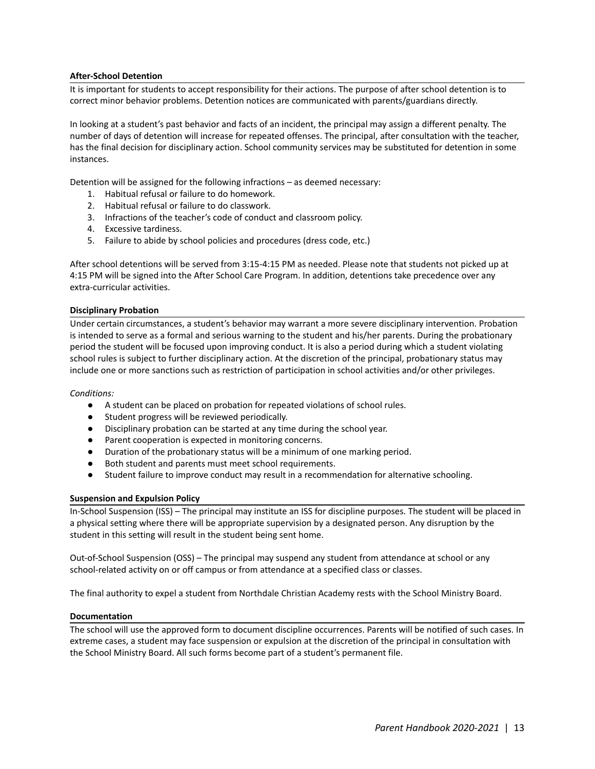**After-School Detention**

It is important for students to accept responsibility for their actions. The purpose of after school detention is to correct minor behavior problems. Detention notices are communicated with parents/guardians directly.

In looking at a student's past behavior and facts of an incident, the principal may assign a different penalty. The number of days of detention will increase for repeated offenses. The principal, after consultation with the teacher, has the final decision for disciplinary action. School community services may be substituted for detention in some instances.

Detention will be assigned for the following infractions – as deemed necessary:

1. Habitual refusal or failure to do homework.
2. Habitual refusal or failure to do classwork.
3. Infractions of the teacher's code of conduct and classroom policy.
4. Excessive tardiness.
5. Failure to abide by school policies and procedures (dress code, etc.)

After school detentions will be served from 3:15-4:15 PM as needed. Please note that students not picked up at 4:15 PM will be signed into the After School Care Program. In addition, detentions take precedence over any extra-curricular activities.

**Disciplinary Probation**

Under certain circumstances, a student's behavior may warrant a more severe disciplinary intervention. Probation is intended to serve as a formal and serious warning to the student and his/her parents. During the probationary period the student will be focused upon improving conduct. It is also a period during which a student violating school rules is subject to further disciplinary action. At the discretion of the principal, probationary status may include one or more sanctions such as restriction of participation in school activities and/or other privileges.

*Conditions:*

- A student can be placed on probation for repeated violations of school rules.
- Student progress will be reviewed periodically.
- Disciplinary probation can be started at any time during the school year.
- Parent cooperation is expected in monitoring concerns.
- Duration of the probationary status will be a minimum of one marking period.
- Both student and parents must meet school requirements.
- Student failure to improve conduct may result in a recommendation for alternative schooling.

**Suspension and Expulsion Policy**

In-School Suspension (ISS) – The principal may institute an ISS for discipline purposes. The student will be placed in a physical setting where there will be appropriate supervision by a designated person. Any disruption by the student in this setting will result in the student being sent home.

Out-of-School Suspension (OSS) – The principal may suspend any student from attendance at school or any school-related activity on or off campus or from attendance at a specified class or classes.

The final authority to expel a student from Northdale Christian Academy rests with the School Ministry Board.

**Documentation**

The school will use the approved form to document discipline occurrences. Parents will be notified of such cases. In extreme cases, a student may face suspension or expulsion at the discretion of the principal in consultation with the School Ministry Board. All such forms become part of a student's permanent file.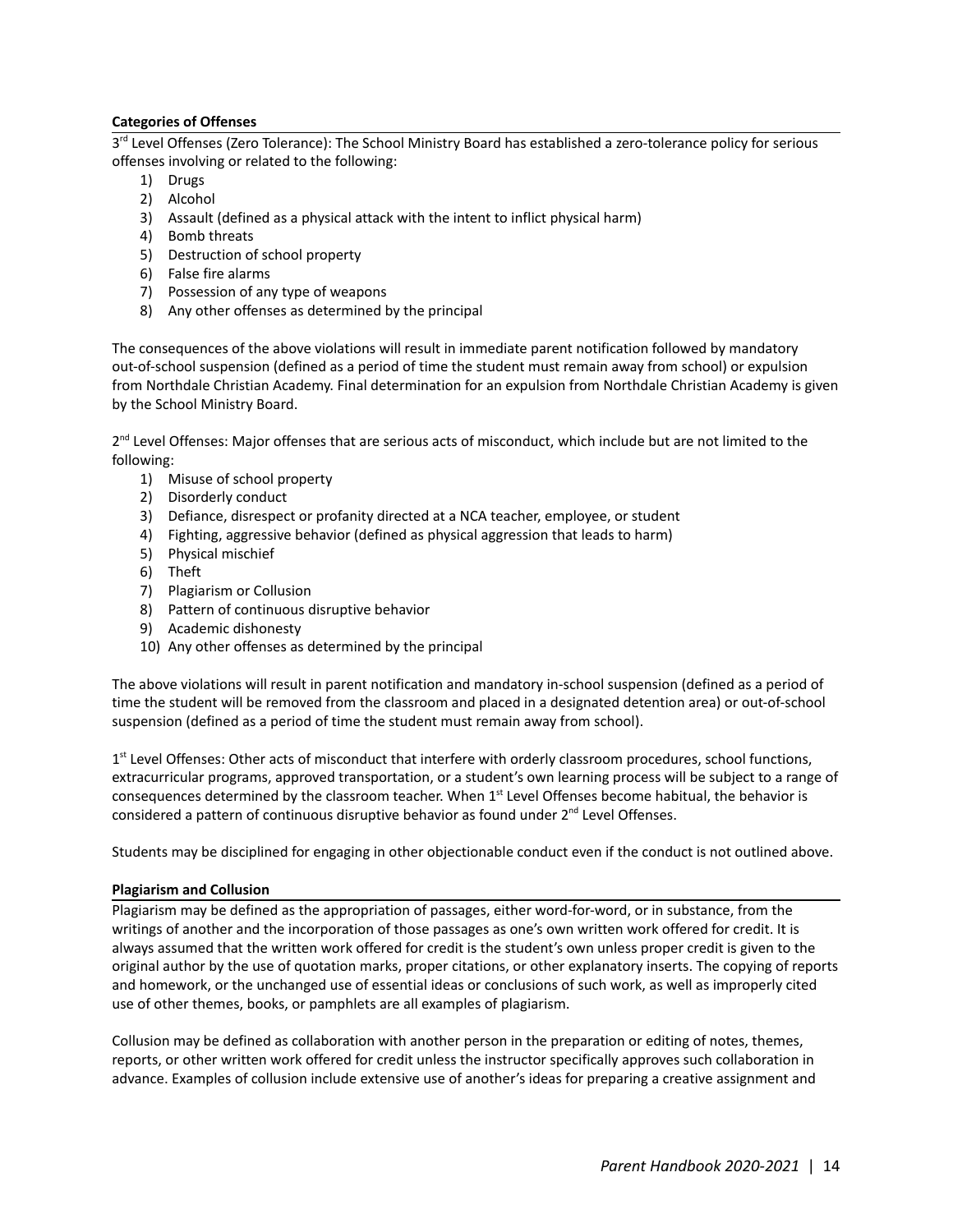**Categories of Offenses**

3rd Level Offenses (Zero Tolerance): The School Ministry Board has established a zero-tolerance policy for serious offenses involving or related to the following:

1) Drugs
2) Alcohol
3) Assault (defined as a physical attack with the intent to inflict physical harm)
4) Bomb threats
5) Destruction of school property
6) False fire alarms
7) Possession of any type of weapons
8) Any other offenses as determined by the principal

The consequences of the above violations will result in immediate parent notification followed by mandatory out-of-school suspension (defined as a period of time the student must remain away from school) or expulsion from Northdale Christian Academy. Final determination for an expulsion from Northdale Christian Academy is given by the School Ministry Board.

2nd Level Offenses: Major offenses that are serious acts of misconduct, which include but are not limited to the following:

1) Misuse of school property
2) Disorderly conduct
3) Defiance, disrespect or profanity directed at a NCA teacher, employee, or student
4) Fighting, aggressive behavior (defined as physical aggression that leads to harm)
5) Physical mischief
6) Theft
7) Plagiarism or Collusion
8) Pattern of continuous disruptive behavior
9) Academic dishonesty
10) Any other offenses as determined by the principal

The above violations will result in parent notification and mandatory in-school suspension (defined as a period of time the student will be removed from the classroom and placed in a designated detention area) or out-of-school suspension (defined as a period of time the student must remain away from school).

1st Level Offenses: Other acts of misconduct that interfere with orderly classroom procedures, school functions, extracurricular programs, approved transportation, or a student's own learning process will be subject to a range of consequences determined by the classroom teacher. When 1st Level Offenses become habitual, the behavior is considered a pattern of continuous disruptive behavior as found under 2nd Level Offenses.

Students may be disciplined for engaging in other objectionable conduct even if the conduct is not outlined above.

**Plagiarism and Collusion**

Plagiarism may be defined as the appropriation of passages, either word-for-word, or in substance, from the writings of another and the incorporation of those passages as one's own written work offered for credit. It is always assumed that the written work offered for credit is the student's own unless proper credit is given to the original author by the use of quotation marks, proper citations, or other explanatory inserts. The copying of reports and homework, or the unchanged use of essential ideas or conclusions of such work, as well as improperly cited use of other themes, books, or pamphlets are all examples of plagiarism.

Collusion may be defined as collaboration with another person in the preparation or editing of notes, themes, reports, or other written work offered for credit unless the instructor specifically approves such collaboration in advance. Examples of collusion include extensive use of another's ideas for preparing a creative assignment and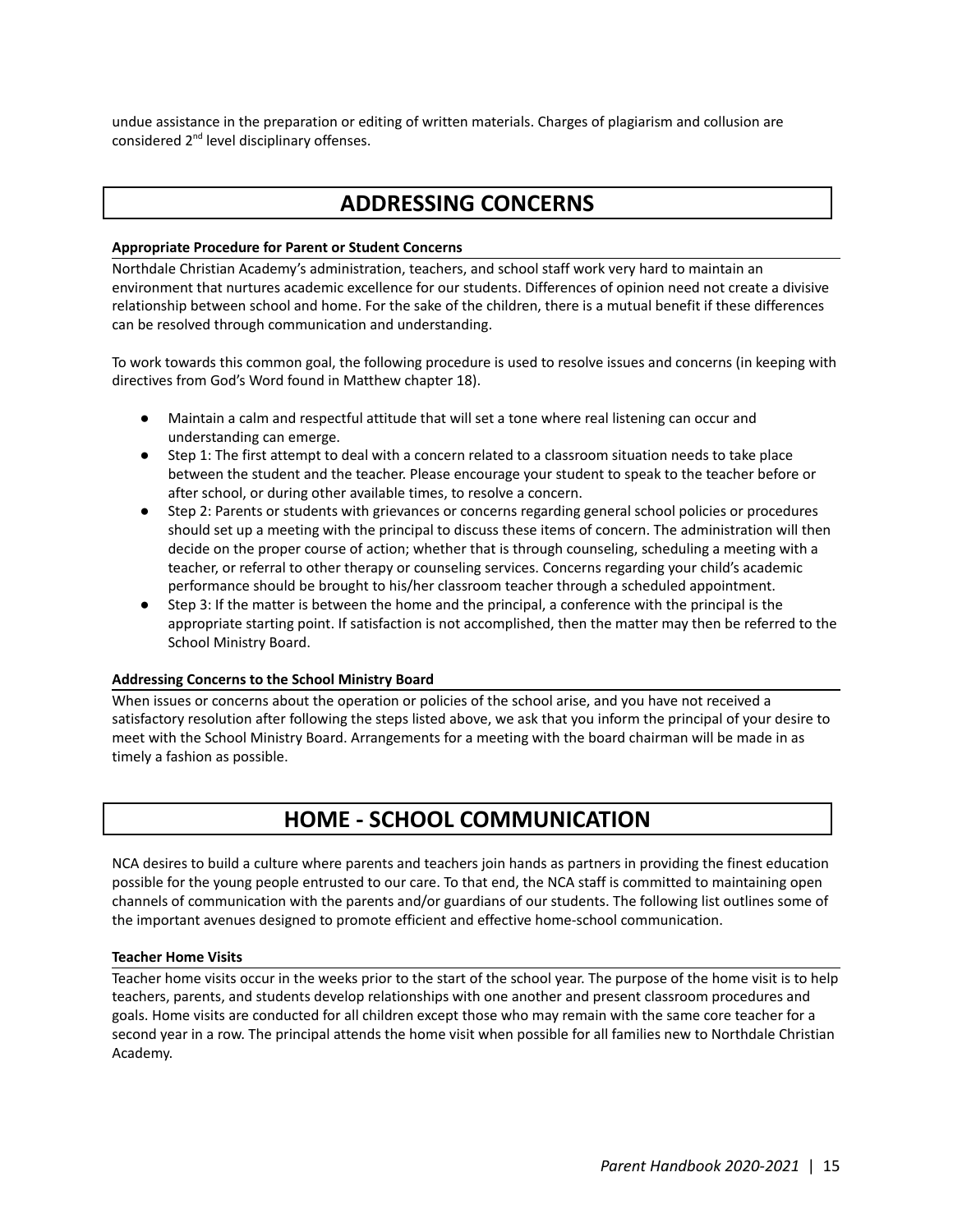undue assistance in the preparation or editing of written materials. Charges of plagiarism and collusion are considered 2nd level disciplinary offenses.

## ADDRESSING CONCERNS

### Appropriate Procedure for Parent or Student Concerns

Northdale Christian Academy's administration, teachers, and school staff work very hard to maintain an environment that nurtures academic excellence for our students. Differences of opinion need not create a divisive relationship between school and home. For the sake of the children, there is a mutual benefit if these differences can be resolved through communication and understanding.

To work towards this common goal, the following procedure is used to resolve issues and concerns (in keeping with directives from God's Word found in Matthew chapter 18).

- Maintain a calm and respectful attitude that will set a tone where real listening can occur and understanding can emerge.
- Step 1: The first attempt to deal with a concern related to a classroom situation needs to take place between the student and the teacher. Please encourage your student to speak to the teacher before or after school, or during other available times, to resolve a concern.
- Step 2: Parents or students with grievances or concerns regarding general school policies or procedures should set up a meeting with the principal to discuss these items of concern. The administration will then decide on the proper course of action; whether that is through counseling, scheduling a meeting with a teacher, or referral to other therapy or counseling services. Concerns regarding your child's academic performance should be brought to his/her classroom teacher through a scheduled appointment.
- Step 3: If the matter is between the home and the principal, a conference with the principal is the appropriate starting point. If satisfaction is not accomplished, then the matter may then be referred to the School Ministry Board.

### Addressing Concerns to the School Ministry Board

When issues or concerns about the operation or policies of the school arise, and you have not received a satisfactory resolution after following the steps listed above, we ask that you inform the principal of your desire to meet with the School Ministry Board. Arrangements for a meeting with the board chairman will be made in as timely a fashion as possible.

## HOME - SCHOOL COMMUNICATION

NCA desires to build a culture where parents and teachers join hands as partners in providing the finest education possible for the young people entrusted to our care. To that end, the NCA staff is committed to maintaining open channels of communication with the parents and/or guardians of our students. The following list outlines some of the important avenues designed to promote efficient and effective home-school communication.

### Teacher Home Visits

Teacher home visits occur in the weeks prior to the start of the school year. The purpose of the home visit is to help teachers, parents, and students develop relationships with one another and present classroom procedures and goals. Home visits are conducted for all children except those who may remain with the same core teacher for a second year in a row. The principal attends the home visit when possible for all families new to Northdale Christian Academy.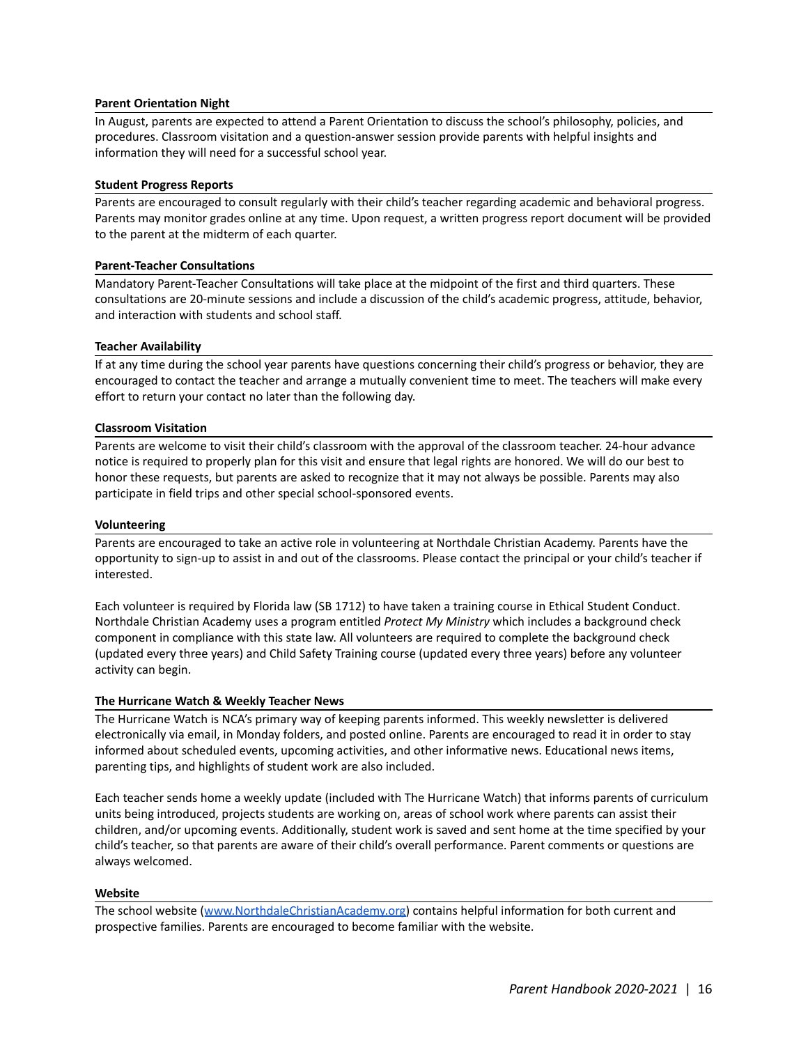### Parent Orientation Night

In August, parents are expected to attend a Parent Orientation to discuss the school's philosophy, policies, and procedures. Classroom visitation and a question-answer session provide parents with helpful insights and information they will need for a successful school year.

### Student Progress Reports

Parents are encouraged to consult regularly with their child's teacher regarding academic and behavioral progress. Parents may monitor grades online at any time. Upon request, a written progress report document will be provided to the parent at the midterm of each quarter.

### Parent-Teacher Consultations

Mandatory Parent-Teacher Consultations will take place at the midpoint of the first and third quarters. These consultations are 20-minute sessions and include a discussion of the child's academic progress, attitude, behavior, and interaction with students and school staff.

### Teacher Availability

If at any time during the school year parents have questions concerning their child's progress or behavior, they are encouraged to contact the teacher and arrange a mutually convenient time to meet. The teachers will make every effort to return your contact no later than the following day.

### Classroom Visitation

Parents are welcome to visit their child's classroom with the approval of the classroom teacher. 24-hour advance notice is required to properly plan for this visit and ensure that legal rights are honored. We will do our best to honor these requests, but parents are asked to recognize that it may not always be possible. Parents may also participate in field trips and other special school-sponsored events.

### Volunteering

Parents are encouraged to take an active role in volunteering at Northdale Christian Academy. Parents have the opportunity to sign-up to assist in and out of the classrooms. Please contact the principal or your child's teacher if interested.

Each volunteer is required by Florida law (SB 1712) to have taken a training course in Ethical Student Conduct. Northdale Christian Academy uses a program entitled *Protect My Ministry* which includes a background check component in compliance with this state law. All volunteers are required to complete the background check (updated every three years) and Child Safety Training course (updated every three years) before any volunteer activity can begin.

### The Hurricane Watch & Weekly Teacher News

The Hurricane Watch is NCA's primary way of keeping parents informed. This weekly newsletter is delivered electronically via email, in Monday folders, and posted online. Parents are encouraged to read it in order to stay informed about scheduled events, upcoming activities, and other informative news. Educational news items, parenting tips, and highlights of student work are also included.

Each teacher sends home a weekly update (included with The Hurricane Watch) that informs parents of curriculum units being introduced, projects students are working on, areas of school work where parents can assist their children, and/or upcoming events. Additionally, student work is saved and sent home at the time specified by your child's teacher, so that parents are aware of their child's overall performance. Parent comments or questions are always welcomed.

### Website

The school website ([www.NorthdaleChristianAcademy.org](http://www.NorthdaleChristianAcademy.org)) contains helpful information for both current and prospective families. Parents are encouraged to become familiar with the website.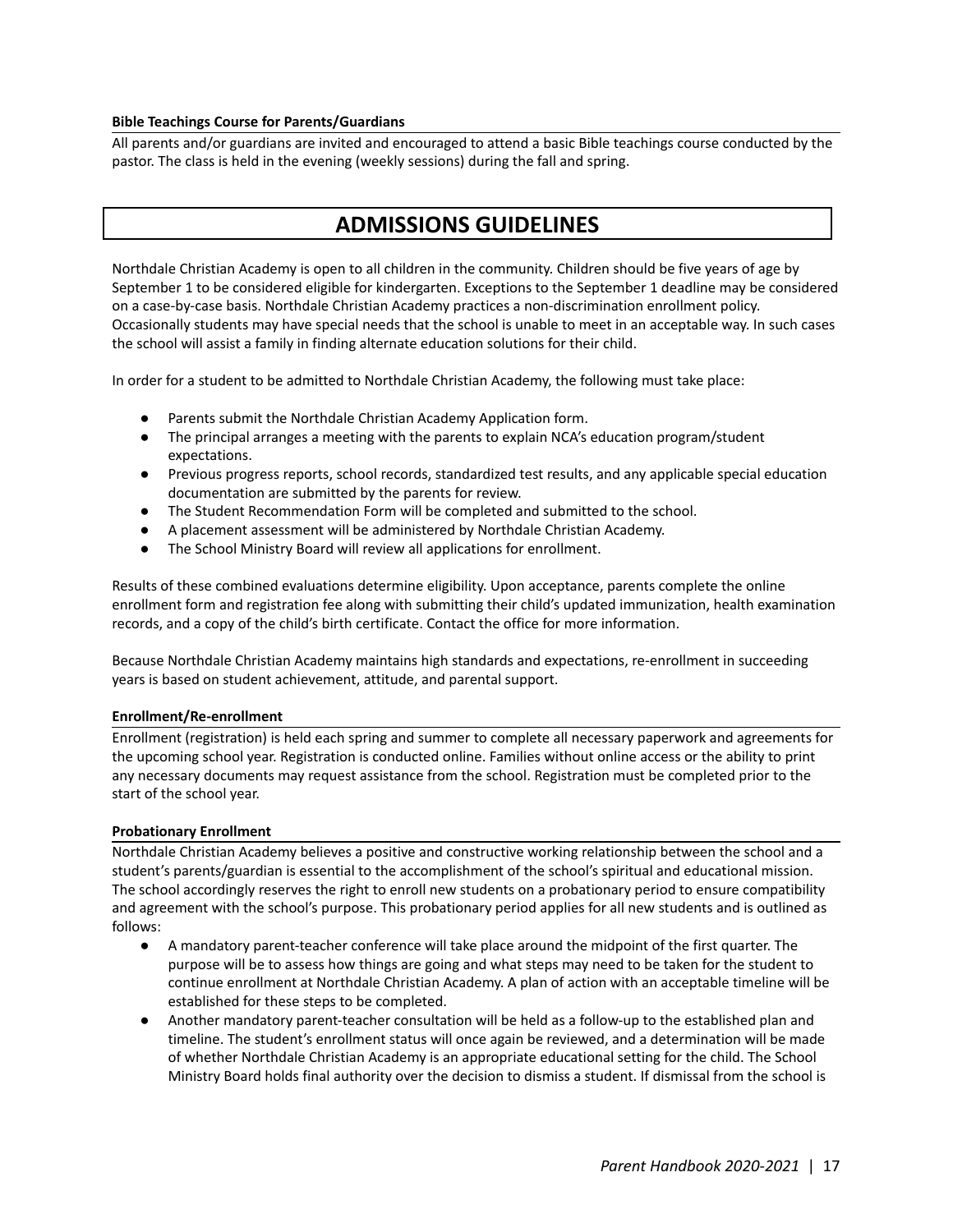#### Bible Teachings Course for Parents/Guardians

All parents and/or guardians are invited and encouraged to attend a basic Bible teachings course conducted by the pastor. The class is held in the evening (weekly sessions) during the fall and spring.

# ADMISSIONS GUIDELINES

Northdale Christian Academy is open to all children in the community. Children should be five years of age by September 1 to be considered eligible for kindergarten. Exceptions to the September 1 deadline may be considered on a case-by-case basis. Northdale Christian Academy practices a non-discrimination enrollment policy. Occasionally students may have special needs that the school is unable to meet in an acceptable way. In such cases the school will assist a family in finding alternate education solutions for their child.

In order for a student to be admitted to Northdale Christian Academy, the following must take place:

- Parents submit the Northdale Christian Academy Application form.
- The principal arranges a meeting with the parents to explain NCA's education program/student expectations.
- Previous progress reports, school records, standardized test results, and any applicable special education documentation are submitted by the parents for review.
- The Student Recommendation Form will be completed and submitted to the school.
- A placement assessment will be administered by Northdale Christian Academy.
- The School Ministry Board will review all applications for enrollment.

Results of these combined evaluations determine eligibility. Upon acceptance, parents complete the online enrollment form and registration fee along with submitting their child's updated immunization, health examination records, and a copy of the child's birth certificate. Contact the office for more information.

Because Northdale Christian Academy maintains high standards and expectations, re-enrollment in succeeding years is based on student achievement, attitude, and parental support.

#### Enrollment/Re-enrollment

Enrollment (registration) is held each spring and summer to complete all necessary paperwork and agreements for the upcoming school year. Registration is conducted online. Families without online access or the ability to print any necessary documents may request assistance from the school. Registration must be completed prior to the start of the school year.

#### Probationary Enrollment

Northdale Christian Academy believes a positive and constructive working relationship between the school and a student's parents/guardian is essential to the accomplishment of the school's spiritual and educational mission. The school accordingly reserves the right to enroll new students on a probationary period to ensure compatibility and agreement with the school's purpose. This probationary period applies for all new students and is outlined as follows:

- A mandatory parent-teacher conference will take place around the midpoint of the first quarter. The purpose will be to assess how things are going and what steps may need to be taken for the student to continue enrollment at Northdale Christian Academy. A plan of action with an acceptable timeline will be established for these steps to be completed.
- Another mandatory parent-teacher consultation will be held as a follow-up to the established plan and timeline. The student's enrollment status will once again be reviewed, and a determination will be made of whether Northdale Christian Academy is an appropriate educational setting for the child. The School Ministry Board holds final authority over the decision to dismiss a student. If dismissal from the school is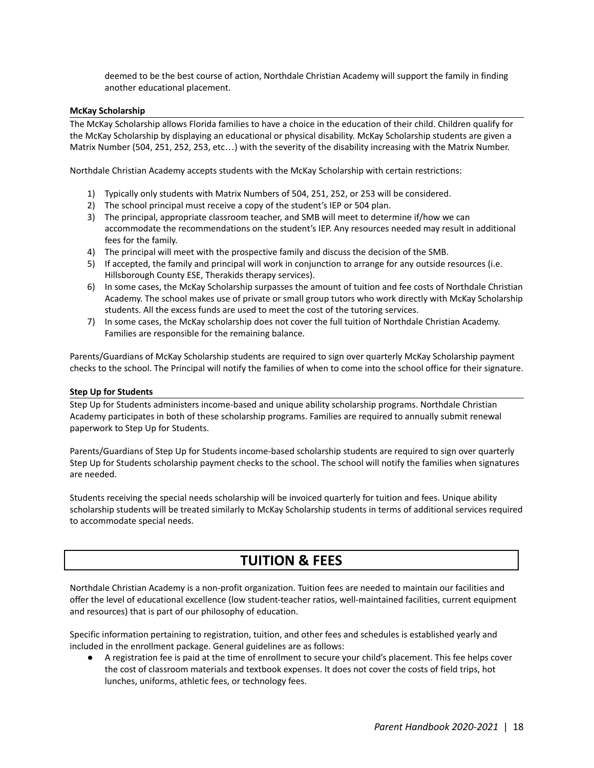deemed to be the best course of action, Northdale Christian Academy will support the family in finding another educational placement.

#### McKay Scholarship

The McKay Scholarship allows Florida families to have a choice in the education of their child. Children qualify for the McKay Scholarship by displaying an educational or physical disability. McKay Scholarship students are given a Matrix Number (504, 251, 252, 253, etc…) with the severity of the disability increasing with the Matrix Number.

Northdale Christian Academy accepts students with the McKay Scholarship with certain restrictions:

1) Typically only students with Matrix Numbers of 504, 251, 252, or 253 will be considered.
2) The school principal must receive a copy of the student's IEP or 504 plan.
3) The principal, appropriate classroom teacher, and SMB will meet to determine if/how we can accommodate the recommendations on the student's IEP. Any resources needed may result in additional fees for the family.
4) The principal will meet with the prospective family and discuss the decision of the SMB.
5) If accepted, the family and principal will work in conjunction to arrange for any outside resources (i.e. Hillsborough County ESE, Therakids therapy services).
6) In some cases, the McKay Scholarship surpasses the amount of tuition and fee costs of Northdale Christian Academy. The school makes use of private or small group tutors who work directly with McKay Scholarship students. All the excess funds are used to meet the cost of the tutoring services.
7) In some cases, the McKay scholarship does not cover the full tuition of Northdale Christian Academy. Families are responsible for the remaining balance.

Parents/Guardians of McKay Scholarship students are required to sign over quarterly McKay Scholarship payment checks to the school. The Principal will notify the families of when to come into the school office for their signature.

#### Step Up for Students

Step Up for Students administers income-based and unique ability scholarship programs. Northdale Christian Academy participates in both of these scholarship programs. Families are required to annually submit renewal paperwork to Step Up for Students.

Parents/Guardians of Step Up for Students income-based scholarship students are required to sign over quarterly Step Up for Students scholarship payment checks to the school. The school will notify the families when signatures are needed.

Students receiving the special needs scholarship will be invoiced quarterly for tuition and fees. Unique ability scholarship students will be treated similarly to McKay Scholarship students in terms of additional services required to accommodate special needs.

## TUITION & FEES

Northdale Christian Academy is a non-profit organization. Tuition fees are needed to maintain our facilities and offer the level of educational excellence (low student-teacher ratios, well-maintained facilities, current equipment and resources) that is part of our philosophy of education.

Specific information pertaining to registration, tuition, and other fees and schedules is established yearly and included in the enrollment package. General guidelines are as follows:

- A registration fee is paid at the time of enrollment to secure your child's placement. This fee helps cover the cost of classroom materials and textbook expenses. It does not cover the costs of field trips, hot lunches, uniforms, athletic fees, or technology fees.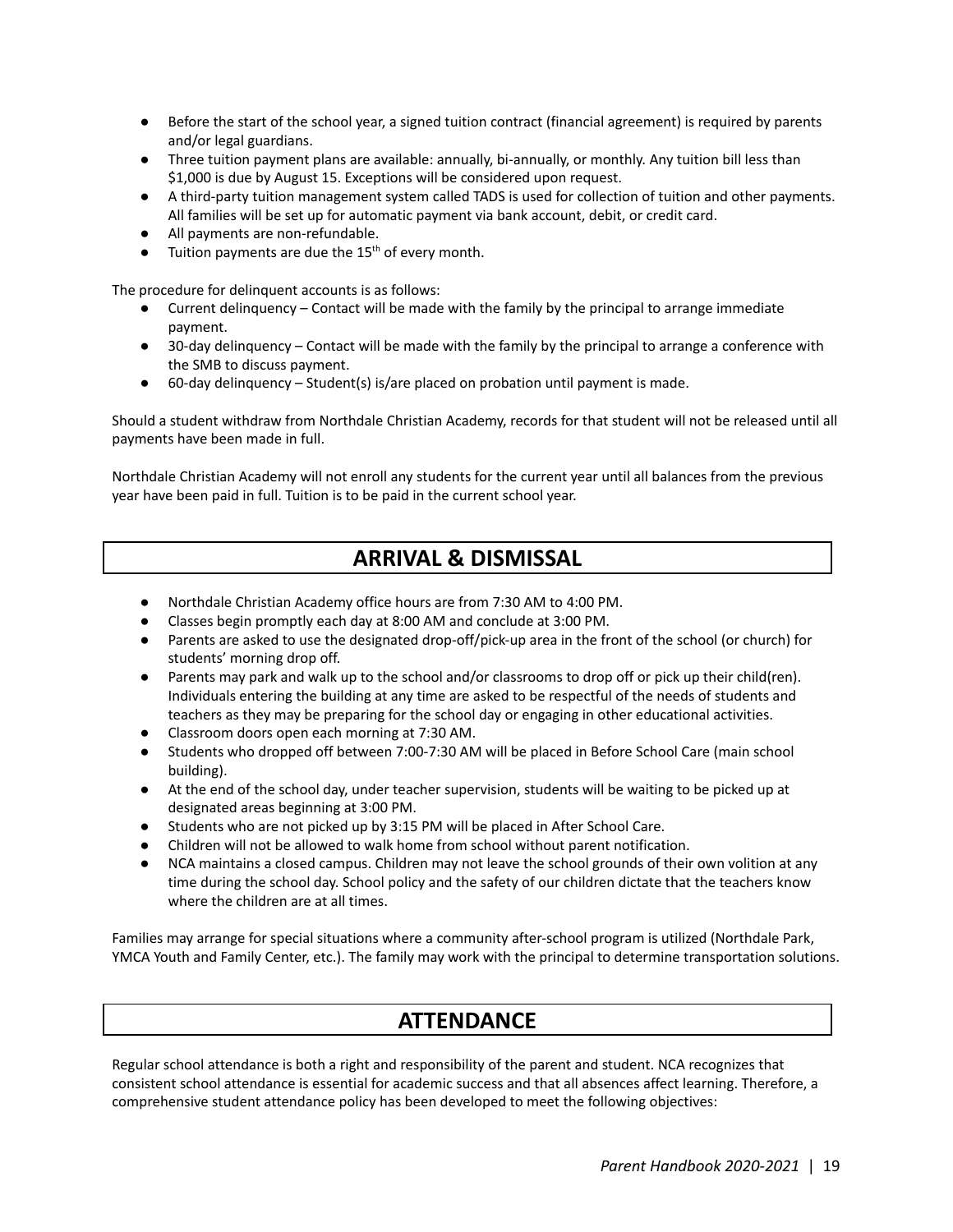- Before the start of the school year, a signed tuition contract (financial agreement) is required by parents and/or legal guardians.
- Three tuition payment plans are available: annually, bi-annually, or monthly. Any tuition bill less than $1,000 is due by August 15. Exceptions will be considered upon request.
- A third-party tuition management system called TADS is used for collection of tuition and other payments. All families will be set up for automatic payment via bank account, debit, or credit card.
- All payments are non-refundable.
- Tuition payments are due the 15th of every month.

The procedure for delinquent accounts is as follows:

- Current delinquency – Contact will be made with the family by the principal to arrange immediate payment.
- 30-day delinquency – Contact will be made with the family by the principal to arrange a conference with the SMB to discuss payment.
- 60-day delinquency – Student(s) is/are placed on probation until payment is made.

Should a student withdraw from Northdale Christian Academy, records for that student will not be released until all payments have been made in full.

Northdale Christian Academy will not enroll any students for the current year until all balances from the previous year have been paid in full. Tuition is to be paid in the current school year.

## ARRIVAL & DISMISSAL

- Northdale Christian Academy office hours are from 7:30 AM to 4:00 PM.
- Classes begin promptly each day at 8:00 AM and conclude at 3:00 PM.
- Parents are asked to use the designated drop-off/pick-up area in the front of the school (or church) for students' morning drop off.
- Parents may park and walk up to the school and/or classrooms to drop off or pick up their child(ren). Individuals entering the building at any time are asked to be respectful of the needs of students and teachers as they may be preparing for the school day or engaging in other educational activities.
- Classroom doors open each morning at 7:30 AM.
- Students who dropped off between 7:00-7:30 AM will be placed in Before School Care (main school building).
- At the end of the school day, under teacher supervision, students will be waiting to be picked up at designated areas beginning at 3:00 PM.
- Students who are not picked up by 3:15 PM will be placed in After School Care.
- Children will not be allowed to walk home from school without parent notification.
- NCA maintains a closed campus. Children may not leave the school grounds of their own volition at any time during the school day. School policy and the safety of our children dictate that the teachers know where the children are at all times.

Families may arrange for special situations where a community after-school program is utilized (Northdale Park, YMCA Youth and Family Center, etc.). The family may work with the principal to determine transportation solutions.

## ATTENDANCE

Regular school attendance is both a right and responsibility of the parent and student. NCA recognizes that consistent school attendance is essential for academic success and that all absences affect learning. Therefore, a comprehensive student attendance policy has been developed to meet the following objectives: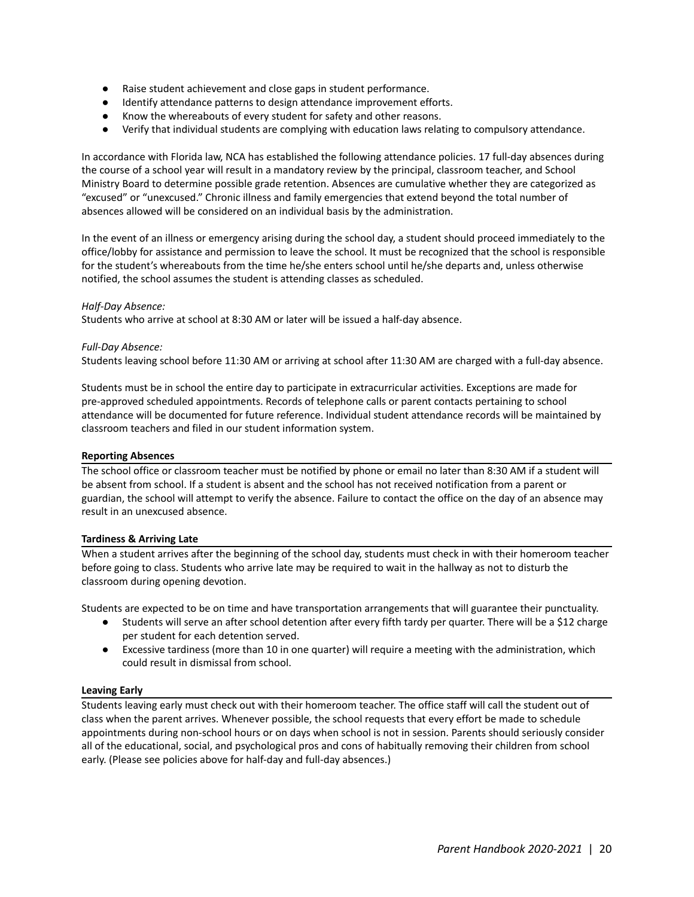- Raise student achievement and close gaps in student performance.
- Identify attendance patterns to design attendance improvement efforts.
- Know the whereabouts of every student for safety and other reasons.
- Verify that individual students are complying with education laws relating to compulsory attendance.

In accordance with Florida law, NCA has established the following attendance policies. 17 full-day absences during the course of a school year will result in a mandatory review by the principal, classroom teacher, and School Ministry Board to determine possible grade retention. Absences are cumulative whether they are categorized as "excused" or "unexcused." Chronic illness and family emergencies that extend beyond the total number of absences allowed will be considered on an individual basis by the administration.

In the event of an illness or emergency arising during the school day, a student should proceed immediately to the office/lobby for assistance and permission to leave the school. It must be recognized that the school is responsible for the student's whereabouts from the time he/she enters school until he/she departs and, unless otherwise notified, the school assumes the student is attending classes as scheduled.

*Half-Day Absence:*

Students who arrive at school at 8:30 AM or later will be issued a half-day absence.

*Full-Day Absence:*

Students leaving school before 11:30 AM or arriving at school after 11:30 AM are charged with a full-day absence.

Students must be in school the entire day to participate in extracurricular activities. Exceptions are made for pre-approved scheduled appointments. Records of telephone calls or parent contacts pertaining to school attendance will be documented for future reference. Individual student attendance records will be maintained by classroom teachers and filed in our student information system.

**Reporting Absences**

The school office or classroom teacher must be notified by phone or email no later than 8:30 AM if a student will be absent from school. If a student is absent and the school has not received notification from a parent or guardian, the school will attempt to verify the absence. Failure to contact the office on the day of an absence may result in an unexcused absence.

**Tardiness & Arriving Late**

When a student arrives after the beginning of the school day, students must check in with their homeroom teacher before going to class. Students who arrive late may be required to wait in the hallway as not to disturb the classroom during opening devotion.

Students are expected to be on time and have transportation arrangements that will guarantee their punctuality.

- Students will serve an after school detention after every fifth tardy per quarter. There will be a $12 charge per student for each detention served.
- Excessive tardiness (more than 10 in one quarter) will require a meeting with the administration, which could result in dismissal from school.

**Leaving Early**

Students leaving early must check out with their homeroom teacher. The office staff will call the student out of class when the parent arrives. Whenever possible, the school requests that every effort be made to schedule appointments during non-school hours or on days when school is not in session. Parents should seriously consider all of the educational, social, and psychological pros and cons of habitually removing their children from school early. (Please see policies above for half-day and full-day absences.)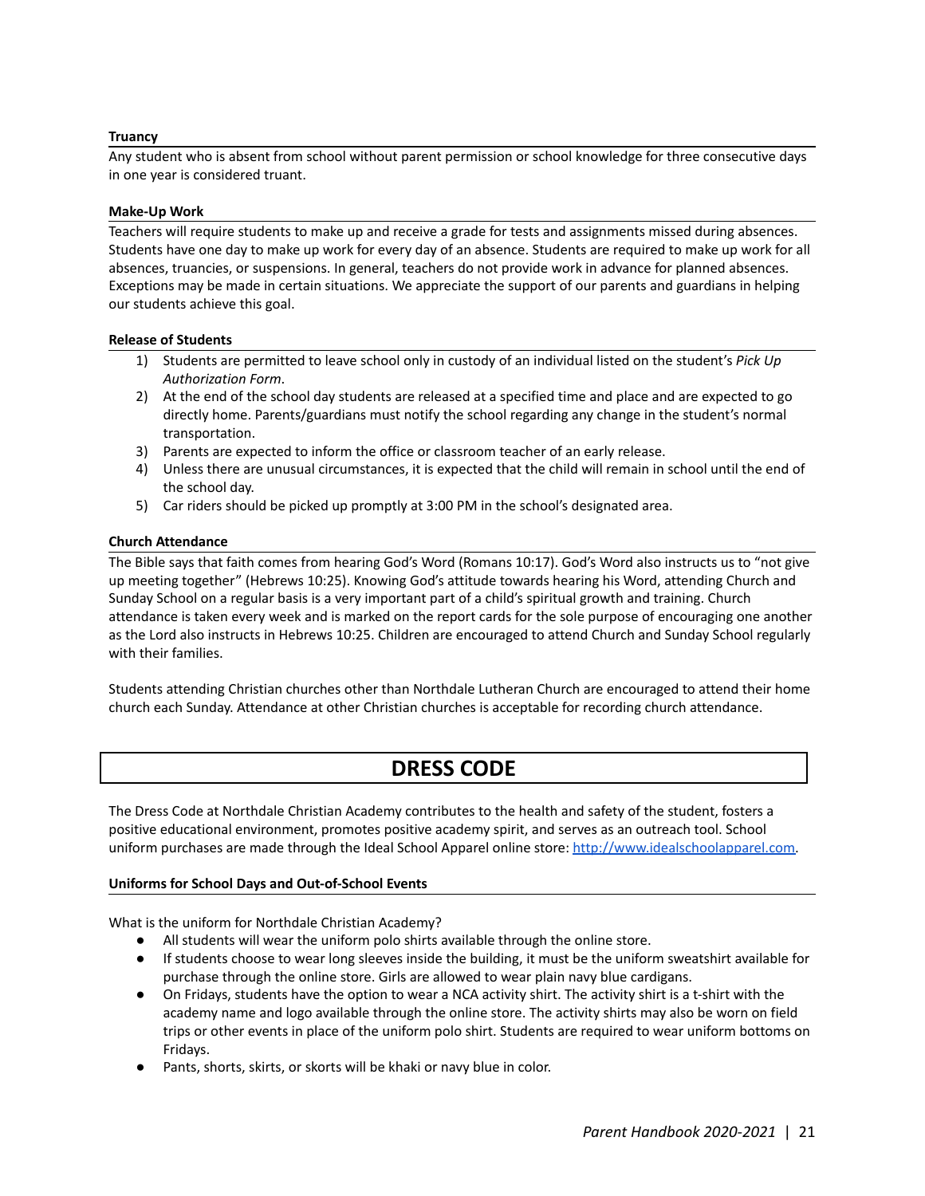### Truancy

Any student who is absent from school without parent permission or school knowledge for three consecutive days in one year is considered truant.

### Make-Up Work

Teachers will require students to make up and receive a grade for tests and assignments missed during absences. Students have one day to make up work for every day of an absence. Students are required to make up work for all absences, truancies, or suspensions. In general, teachers do not provide work in advance for planned absences. Exceptions may be made in certain situations. We appreciate the support of our parents and guardians in helping our students achieve this goal.

### Release of Students

1) Students are permitted to leave school only in custody of an individual listed on the student's *Pick Up Authorization Form*.
2) At the end of the school day students are released at a specified time and place and are expected to go directly home. Parents/guardians must notify the school regarding any change in the student's normal transportation.
3) Parents are expected to inform the office or classroom teacher of an early release.
4) Unless there are unusual circumstances, it is expected that the child will remain in school until the end of the school day.
5) Car riders should be picked up promptly at 3:00 PM in the school's designated area.

### Church Attendance

The Bible says that faith comes from hearing God's Word (Romans 10:17). God's Word also instructs us to "not give up meeting together" (Hebrews 10:25). Knowing God's attitude towards hearing his Word, attending Church and Sunday School on a regular basis is a very important part of a child's spiritual growth and training. Church attendance is taken every week and is marked on the report cards for the sole purpose of encouraging one another as the Lord also instructs in Hebrews 10:25. Children are encouraged to attend Church and Sunday School regularly with their families.

Students attending Christian churches other than Northdale Lutheran Church are encouraged to attend their home church each Sunday. Attendance at other Christian churches is acceptable for recording church attendance.

## DRESS CODE

The Dress Code at Northdale Christian Academy contributes to the health and safety of the student, fosters a positive educational environment, promotes positive academy spirit, and serves as an outreach tool. School uniform purchases are made through the Ideal School Apparel online store: http://www.idealschoolapparel.com.

### Uniforms for School Days and Out-of-School Events

What is the uniform for Northdale Christian Academy?

- All students will wear the uniform polo shirts available through the online store.
- If students choose to wear long sleeves inside the building, it must be the uniform sweatshirt available for purchase through the online store. Girls are allowed to wear plain navy blue cardigans.
- On Fridays, students have the option to wear a NCA activity shirt. The activity shirt is a t-shirt with the academy name and logo available through the online store. The activity shirts may also be worn on field trips or other events in place of the uniform polo shirt. Students are required to wear uniform bottoms on Fridays.
- Pants, shorts, skirts, or skorts will be khaki or navy blue in color.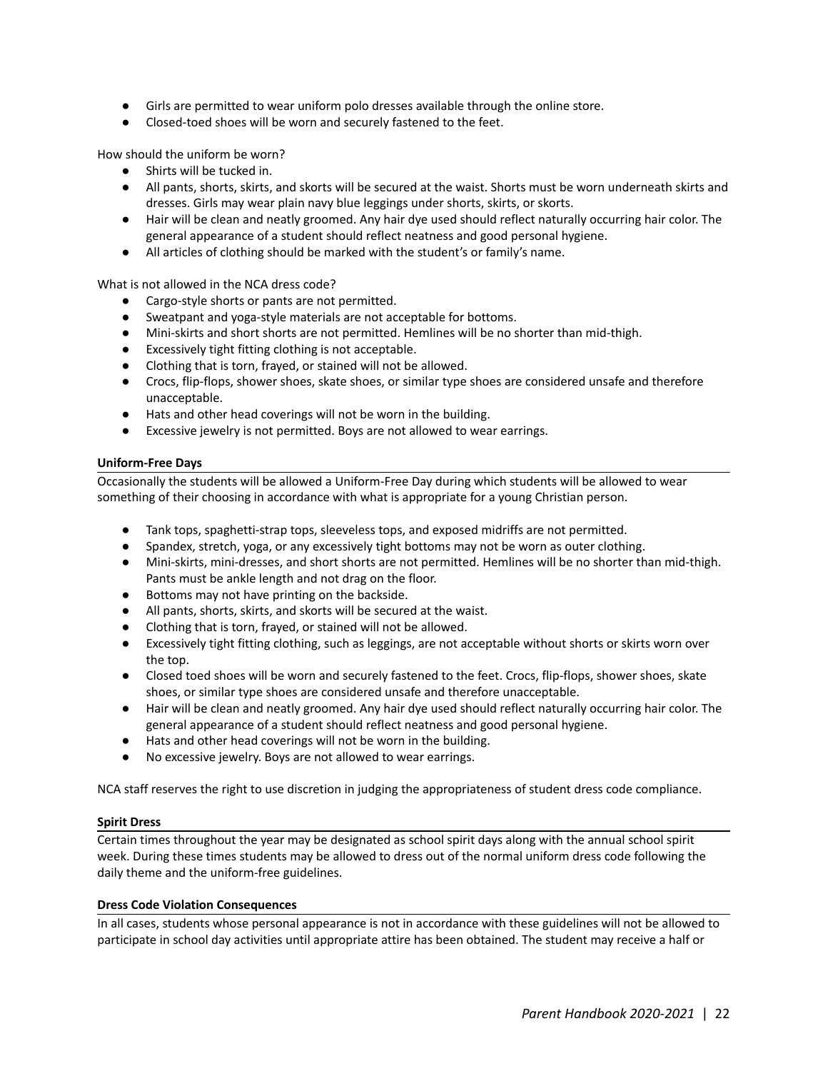- Girls are permitted to wear uniform polo dresses available through the online store.
- Closed-toed shoes will be worn and securely fastened to the feet.

How should the uniform be worn?

- Shirts will be tucked in.
- All pants, shorts, skirts, and skorts will be secured at the waist. Shorts must be worn underneath skirts and dresses. Girls may wear plain navy blue leggings under shorts, skirts, or skorts.
- Hair will be clean and neatly groomed. Any hair dye used should reflect naturally occurring hair color. The general appearance of a student should reflect neatness and good personal hygiene.
- All articles of clothing should be marked with the student's or family's name.

What is not allowed in the NCA dress code?

- Cargo-style shorts or pants are not permitted.
- Sweatpant and yoga-style materials are not acceptable for bottoms.
- Mini-skirts and short shorts are not permitted. Hemlines will be no shorter than mid-thigh.
- Excessively tight fitting clothing is not acceptable.
- Clothing that is torn, frayed, or stained will not be allowed.
- Crocs, flip-flops, shower shoes, skate shoes, or similar type shoes are considered unsafe and therefore unacceptable.
- Hats and other head coverings will not be worn in the building.
- Excessive jewelry is not permitted. Boys are not allowed to wear earrings.

**Uniform-Free Days**

Occasionally the students will be allowed a Uniform-Free Day during which students will be allowed to wear something of their choosing in accordance with what is appropriate for a young Christian person.

- Tank tops, spaghetti-strap tops, sleeveless tops, and exposed midriffs are not permitted.
- Spandex, stretch, yoga, or any excessively tight bottoms may not be worn as outer clothing.
- Mini-skirts, mini-dresses, and short shorts are not permitted. Hemlines will be no shorter than mid-thigh. Pants must be ankle length and not drag on the floor.
- Bottoms may not have printing on the backside.
- All pants, shorts, skirts, and skorts will be secured at the waist.
- Clothing that is torn, frayed, or stained will not be allowed.
- Excessively tight fitting clothing, such as leggings, are not acceptable without shorts or skirts worn over the top.
- Closed toed shoes will be worn and securely fastened to the feet. Crocs, flip-flops, shower shoes, skate shoes, or similar type shoes are considered unsafe and therefore unacceptable.
- Hair will be clean and neatly groomed. Any hair dye used should reflect naturally occurring hair color. The general appearance of a student should reflect neatness and good personal hygiene.
- Hats and other head coverings will not be worn in the building.
- No excessive jewelry. Boys are not allowed to wear earrings.

NCA staff reserves the right to use discretion in judging the appropriateness of student dress code compliance.

**Spirit Dress**

Certain times throughout the year may be designated as school spirit days along with the annual school spirit week. During these times students may be allowed to dress out of the normal uniform dress code following the daily theme and the uniform-free guidelines.

**Dress Code Violation Consequences**

In all cases, students whose personal appearance is not in accordance with these guidelines will not be allowed to participate in school day activities until appropriate attire has been obtained. The student may receive a half or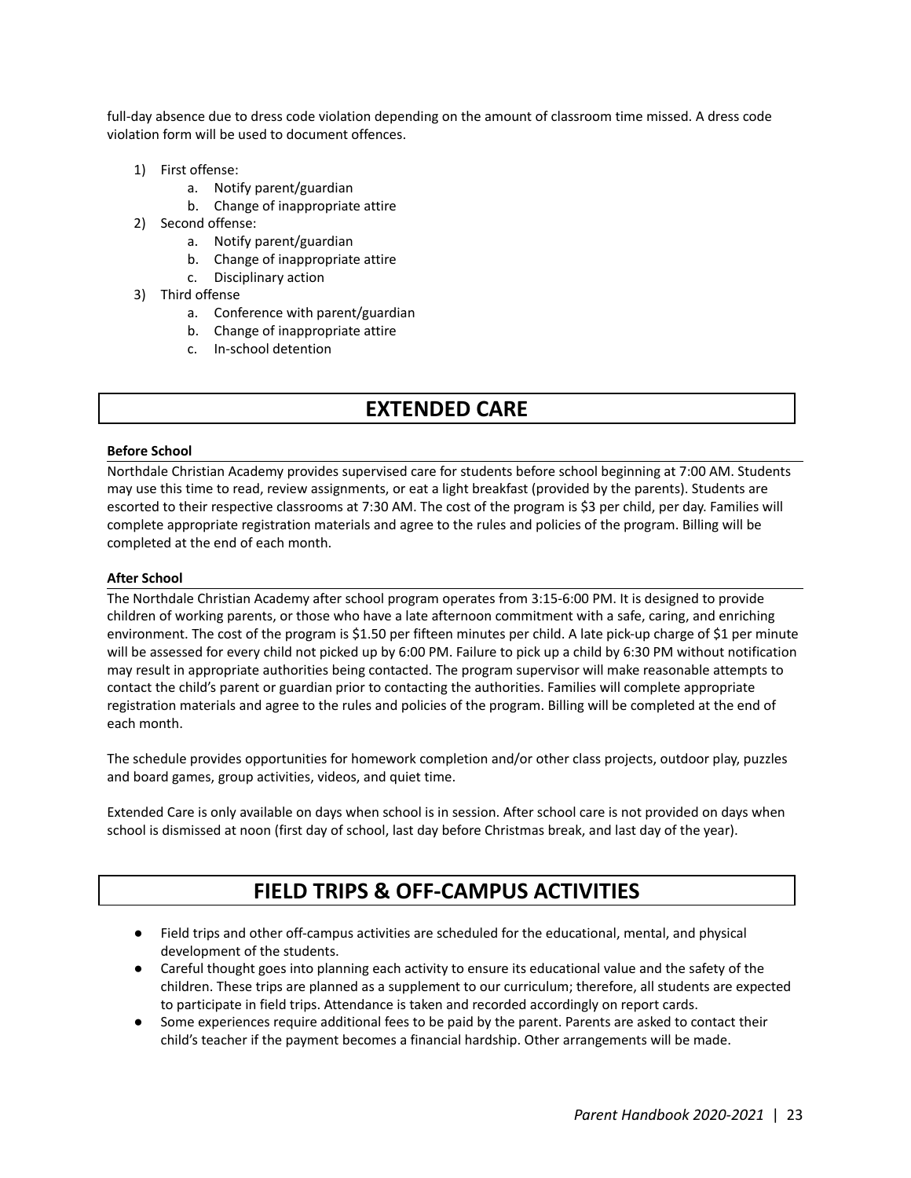full-day absence due to dress code violation depending on the amount of classroom time missed. A dress code violation form will be used to document offences.

1) First offense:
    a. Notify parent/guardian
    b. Change of inappropriate attire
2) Second offense:
    a. Notify parent/guardian
    b. Change of inappropriate attire
    c. Disciplinary action
3) Third offense
    a. Conference with parent/guardian
    b. Change of inappropriate attire
    c. In-school detention

# EXTENDED CARE

**Before School**

Northdale Christian Academy provides supervised care for students before school beginning at 7:00 AM. Students may use this time to read, review assignments, or eat a light breakfast (provided by the parents). Students are escorted to their respective classrooms at 7:30 AM. The cost of the program is $3 per child, per day. Families will complete appropriate registration materials and agree to the rules and policies of the program. Billing will be completed at the end of each month.

**After School**

The Northdale Christian Academy after school program operates from 3:15-6:00 PM. It is designed to provide children of working parents, or those who have a late afternoon commitment with a safe, caring, and enriching environment. The cost of the program is $1.50 per fifteen minutes per child. A late pick-up charge of $1 per minute will be assessed for every child not picked up by 6:00 PM. Failure to pick up a child by 6:30 PM without notification may result in appropriate authorities being contacted. The program supervisor will make reasonable attempts to contact the child's parent or guardian prior to contacting the authorities. Families will complete appropriate registration materials and agree to the rules and policies of the program. Billing will be completed at the end of each month.

The schedule provides opportunities for homework completion and/or other class projects, outdoor play, puzzles and board games, group activities, videos, and quiet time.

Extended Care is only available on days when school is in session. After school care is not provided on days when school is dismissed at noon (first day of school, last day before Christmas break, and last day of the year).

# FIELD TRIPS & OFF-CAMPUS ACTIVITIES

- Field trips and other off-campus activities are scheduled for the educational, mental, and physical development of the students.
- Careful thought goes into planning each activity to ensure its educational value and the safety of the children. These trips are planned as a supplement to our curriculum; therefore, all students are expected to participate in field trips. Attendance is taken and recorded accordingly on report cards.
- Some experiences require additional fees to be paid by the parent. Parents are asked to contact their child's teacher if the payment becomes a financial hardship. Other arrangements will be made.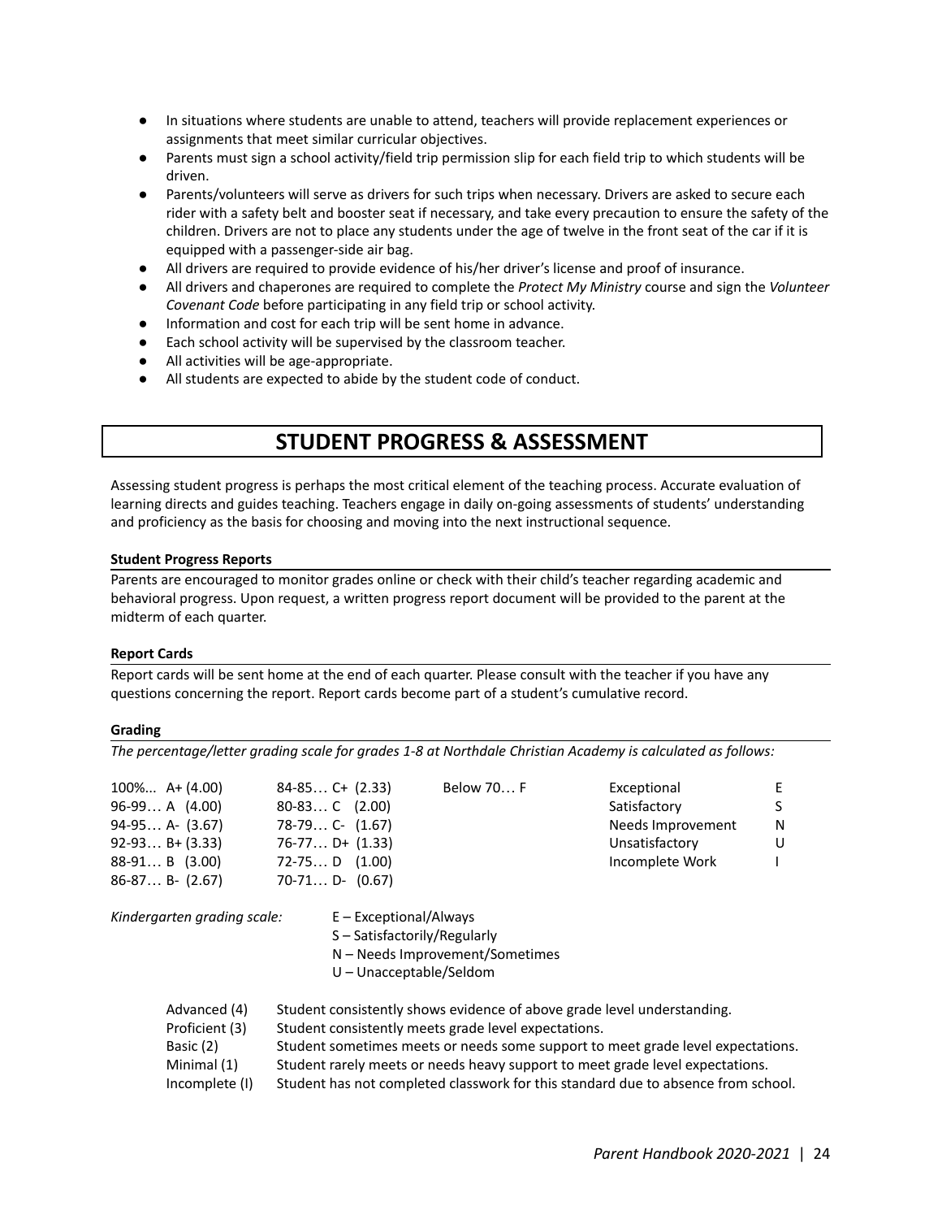- In situations where students are unable to attend, teachers will provide replacement experiences or assignments that meet similar curricular objectives.
- Parents must sign a school activity/field trip permission slip for each field trip to which students will be driven.
- Parents/volunteers will serve as drivers for such trips when necessary. Drivers are asked to secure each rider with a safety belt and booster seat if necessary, and take every precaution to ensure the safety of the children. Drivers are not to place any students under the age of twelve in the front seat of the car if it is equipped with a passenger-side air bag.
- All drivers are required to provide evidence of his/her driver's license and proof of insurance.
- All drivers and chaperones are required to complete the *Protect My Ministry* course and sign the *Volunteer Covenant Code* before participating in any field trip or school activity.
- Information and cost for each trip will be sent home in advance.
- Each school activity will be supervised by the classroom teacher.
- All activities will be age-appropriate.
- All students are expected to abide by the student code of conduct.

# STUDENT PROGRESS & ASSESSMENT

Assessing student progress is perhaps the most critical element of the teaching process. Accurate evaluation of learning directs and guides teaching. Teachers engage in daily on-going assessments of students' understanding and proficiency as the basis for choosing and moving into the next instructional sequence.

**Student Progress Reports**

Parents are encouraged to monitor grades online or check with their child's teacher regarding academic and behavioral progress. Upon request, a written progress report document will be provided to the parent at the midterm of each quarter.

**Report Cards**

Report cards will be sent home at the end of each quarter. Please consult with the teacher if you have any questions concerning the report. Report cards become part of a student's cumulative record.

**Grading**

*The percentage/letter grading scale for grades 1-8 at Northdale Christian Academy is calculated as follows:*

| | | | | |
|---|---|---|---|---|
| 100%... A+ (4.00) | 84-85… C+ (2.33) | Below 70… F | Exceptional | E |
| 96-99… A (4.00) | 80-83… C (2.00) | | Satisfactory | S |
| 94-95… A- (3.67) | 78-79… C- (1.67) | | Needs Improvement | N |
| 92-93… B+ (3.33) | 76-77… D+ (1.33) | | Unsatisfactory | U |
| 88-91… B (3.00) | 72-75… D (1.00) | | Incomplete Work | I |
| 86-87… B- (2.67) | 70-71… D- (0.67) | | | |

*Kindergarten grading scale:*

E – Exceptional/Always
S – Satisfactorily/Regularly
N – Needs Improvement/Sometimes
U – Unacceptable/Seldom

| | |
|---|---|
| Advanced (4) | Student consistently shows evidence of above grade level understanding. |
| Proficient (3) | Student consistently meets grade level expectations. |
| Basic (2) | Student sometimes meets or needs some support to meet grade level expectations. |
| Minimal (1) | Student rarely meets or needs heavy support to meet grade level expectations. |
| Incomplete (I) | Student has not completed classwork for this standard due to absence from school. |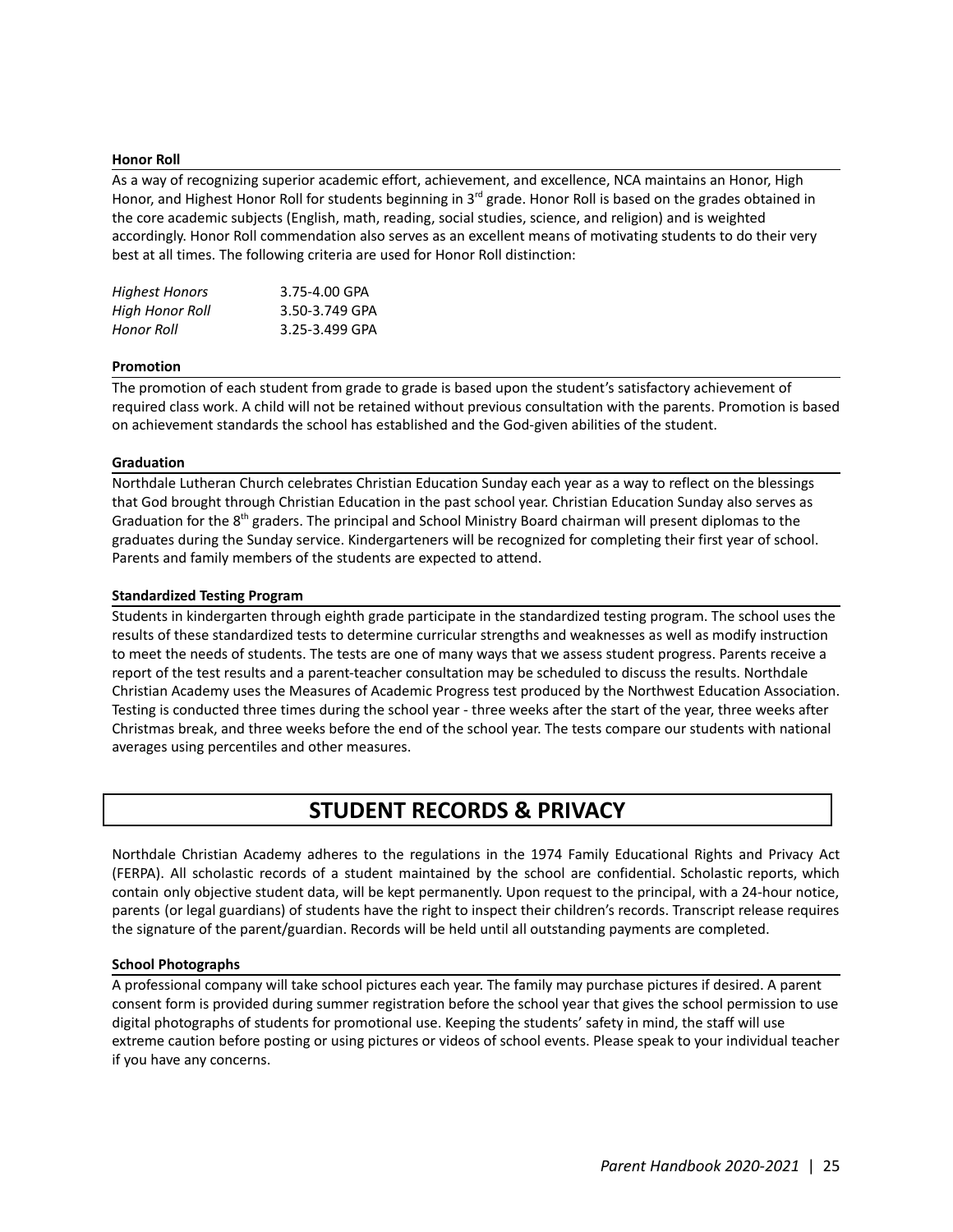### Honor Roll

As a way of recognizing superior academic effort, achievement, and excellence, NCA maintains an Honor, High Honor, and Highest Honor Roll for students beginning in 3rd grade. Honor Roll is based on the grades obtained in the core academic subjects (English, math, reading, social studies, science, and religion) and is weighted accordingly. Honor Roll commendation also serves as an excellent means of motivating students to do their very best at all times. The following criteria are used for Honor Roll distinction:

| | |
|---|---|
| *Highest Honors* | 3.75-4.00 GPA |
| *High Honor Roll* | 3.50-3.749 GPA |
| *Honor Roll* | 3.25-3.499 GPA |

### Promotion

The promotion of each student from grade to grade is based upon the student's satisfactory achievement of required class work. A child will not be retained without previous consultation with the parents. Promotion is based on achievement standards the school has established and the God-given abilities of the student.

### Graduation

Northdale Lutheran Church celebrates Christian Education Sunday each year as a way to reflect on the blessings that God brought through Christian Education in the past school year. Christian Education Sunday also serves as Graduation for the 8th graders. The principal and School Ministry Board chairman will present diplomas to the graduates during the Sunday service. Kindergarteners will be recognized for completing their first year of school. Parents and family members of the students are expected to attend.

### Standardized Testing Program

Students in kindergarten through eighth grade participate in the standardized testing program. The school uses the results of these standardized tests to determine curricular strengths and weaknesses as well as modify instruction to meet the needs of students. The tests are one of many ways that we assess student progress. Parents receive a report of the test results and a parent-teacher consultation may be scheduled to discuss the results. Northdale Christian Academy uses the Measures of Academic Progress test produced by the Northwest Education Association. Testing is conducted three times during the school year - three weeks after the start of the year, three weeks after Christmas break, and three weeks before the end of the school year. The tests compare our students with national averages using percentiles and other measures.

## STUDENT RECORDS & PRIVACY

Northdale Christian Academy adheres to the regulations in the 1974 Family Educational Rights and Privacy Act (FERPA). All scholastic records of a student maintained by the school are confidential. Scholastic reports, which contain only objective student data, will be kept permanently. Upon request to the principal, with a 24-hour notice, parents (or legal guardians) of students have the right to inspect their children's records. Transcript release requires the signature of the parent/guardian. Records will be held until all outstanding payments are completed.

### School Photographs

A professional company will take school pictures each year. The family may purchase pictures if desired. A parent consent form is provided during summer registration before the school year that gives the school permission to use digital photographs of students for promotional use. Keeping the students' safety in mind, the staff will use extreme caution before posting or using pictures or videos of school events. Please speak to your individual teacher if you have any concerns.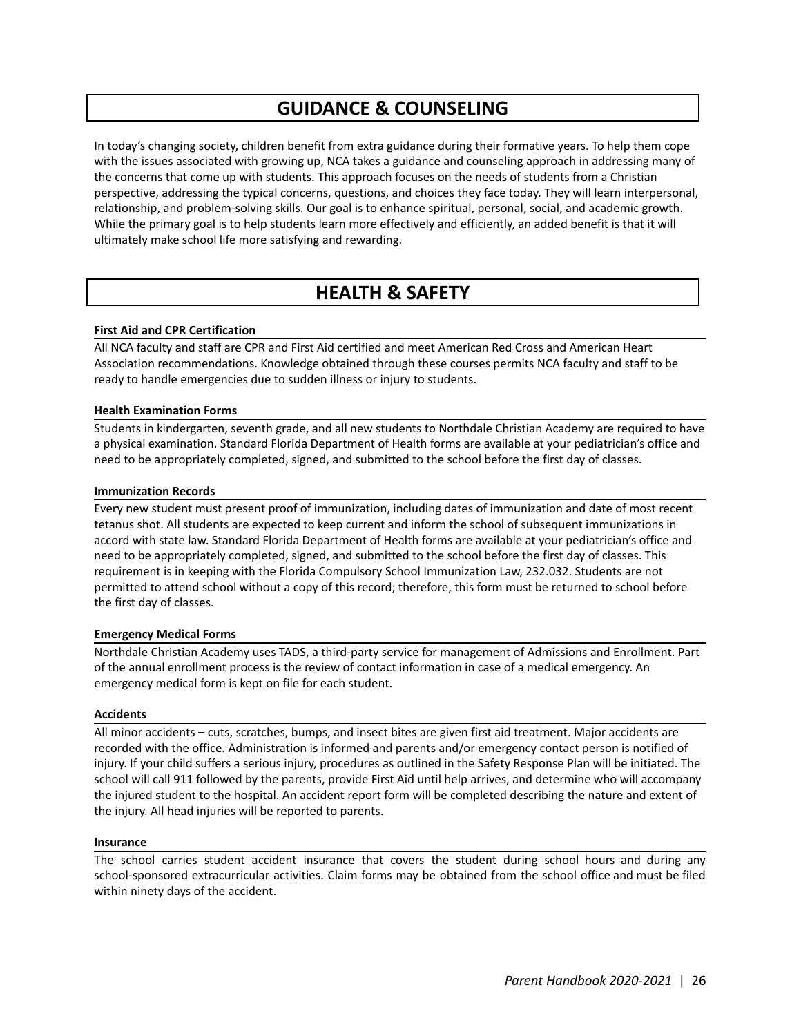# GUIDANCE & COUNSELING

In today's changing society, children benefit from extra guidance during their formative years. To help them cope with the issues associated with growing up, NCA takes a guidance and counseling approach in addressing many of the concerns that come up with students. This approach focuses on the needs of students from a Christian perspective, addressing the typical concerns, questions, and choices they face today. They will learn interpersonal, relationship, and problem-solving skills. Our goal is to enhance spiritual, personal, social, and academic growth. While the primary goal is to help students learn more effectively and efficiently, an added benefit is that it will ultimately make school life more satisfying and rewarding.

# HEALTH & SAFETY

### First Aid and CPR Certification

All NCA faculty and staff are CPR and First Aid certified and meet American Red Cross and American Heart Association recommendations. Knowledge obtained through these courses permits NCA faculty and staff to be ready to handle emergencies due to sudden illness or injury to students.

### Health Examination Forms

Students in kindergarten, seventh grade, and all new students to Northdale Christian Academy are required to have a physical examination. Standard Florida Department of Health forms are available at your pediatrician's office and need to be appropriately completed, signed, and submitted to the school before the first day of classes.

### Immunization Records

Every new student must present proof of immunization, including dates of immunization and date of most recent tetanus shot. All students are expected to keep current and inform the school of subsequent immunizations in accord with state law. Standard Florida Department of Health forms are available at your pediatrician's office and need to be appropriately completed, signed, and submitted to the school before the first day of classes. This requirement is in keeping with the Florida Compulsory School Immunization Law, 232.032. Students are not permitted to attend school without a copy of this record; therefore, this form must be returned to school before the first day of classes.

### Emergency Medical Forms

Northdale Christian Academy uses TADS, a third-party service for management of Admissions and Enrollment. Part of the annual enrollment process is the review of contact information in case of a medical emergency. An emergency medical form is kept on file for each student.

### Accidents

All minor accidents – cuts, scratches, bumps, and insect bites are given first aid treatment. Major accidents are recorded with the office. Administration is informed and parents and/or emergency contact person is notified of injury. If your child suffers a serious injury, procedures as outlined in the Safety Response Plan will be initiated. The school will call 911 followed by the parents, provide First Aid until help arrives, and determine who will accompany the injured student to the hospital. An accident report form will be completed describing the nature and extent of the injury. All head injuries will be reported to parents.

### Insurance

The school carries student accident insurance that covers the student during school hours and during any school-sponsored extracurricular activities. Claim forms may be obtained from the school office and must be filed within ninety days of the accident.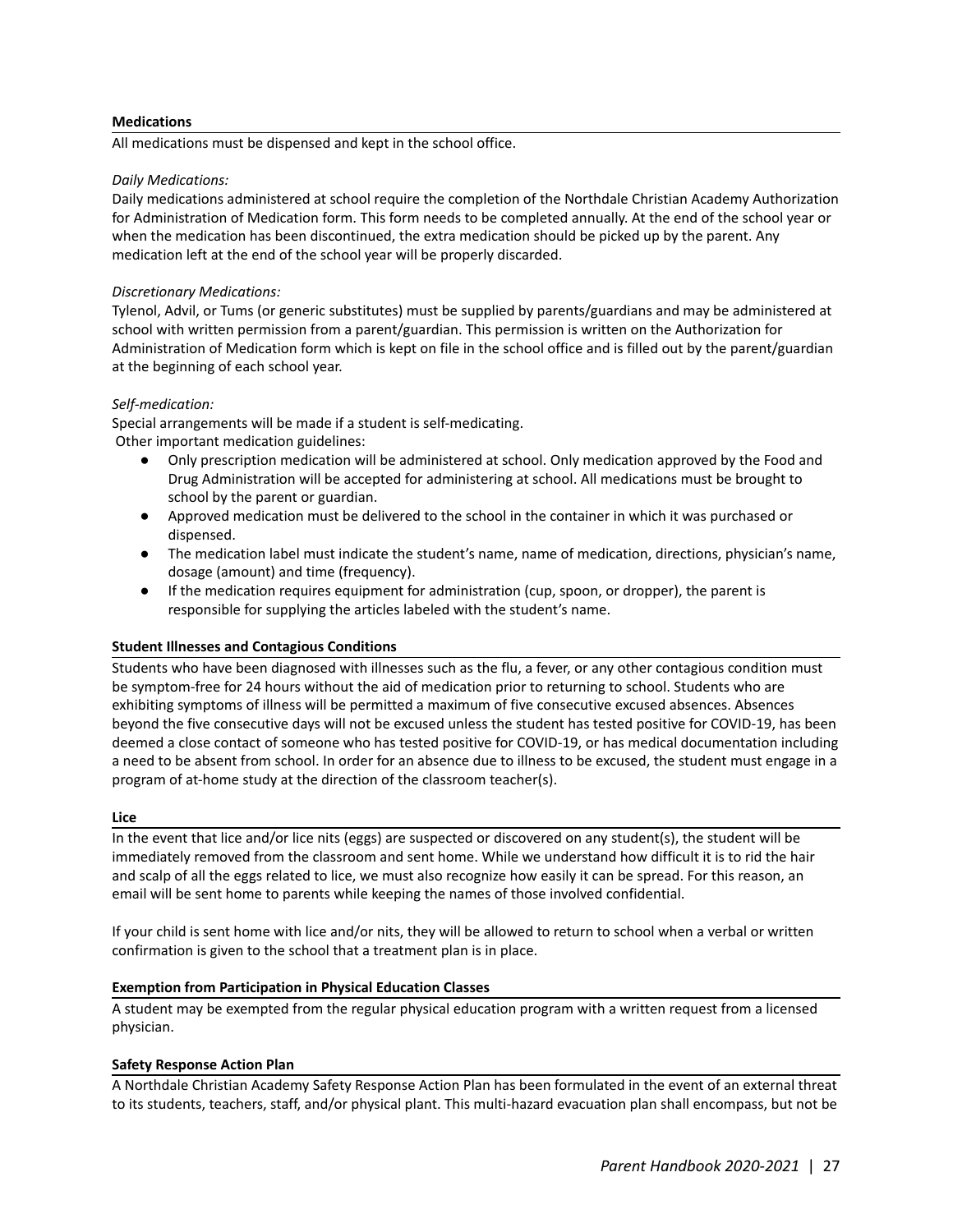**Medications**

All medications must be dispensed and kept in the school office.

*Daily Medications:*

Daily medications administered at school require the completion of the Northdale Christian Academy Authorization for Administration of Medication form. This form needs to be completed annually. At the end of the school year or when the medication has been discontinued, the extra medication should be picked up by the parent. Any medication left at the end of the school year will be properly discarded.

*Discretionary Medications:*

Tylenol, Advil, or Tums (or generic substitutes) must be supplied by parents/guardians and may be administered at school with written permission from a parent/guardian. This permission is written on the Authorization for Administration of Medication form which is kept on file in the school office and is filled out by the parent/guardian at the beginning of each school year.

*Self-medication:*

Special arrangements will be made if a student is self-medicating.

Other important medication guidelines:

- Only prescription medication will be administered at school. Only medication approved by the Food and Drug Administration will be accepted for administering at school. All medications must be brought to school by the parent or guardian.
- Approved medication must be delivered to the school in the container in which it was purchased or dispensed.
- The medication label must indicate the student's name, name of medication, directions, physician's name, dosage (amount) and time (frequency).
- If the medication requires equipment for administration (cup, spoon, or dropper), the parent is responsible for supplying the articles labeled with the student's name.

**Student Illnesses and Contagious Conditions**

Students who have been diagnosed with illnesses such as the flu, a fever, or any other contagious condition must be symptom-free for 24 hours without the aid of medication prior to returning to school. Students who are exhibiting symptoms of illness will be permitted a maximum of five consecutive excused absences. Absences beyond the five consecutive days will not be excused unless the student has tested positive for COVID-19, has been deemed a close contact of someone who has tested positive for COVID-19, or has medical documentation including a need to be absent from school. In order for an absence due to illness to be excused, the student must engage in a program of at-home study at the direction of the classroom teacher(s).

**Lice**

In the event that lice and/or lice nits (eggs) are suspected or discovered on any student(s), the student will be immediately removed from the classroom and sent home. While we understand how difficult it is to rid the hair and scalp of all the eggs related to lice, we must also recognize how easily it can be spread. For this reason, an email will be sent home to parents while keeping the names of those involved confidential.

If your child is sent home with lice and/or nits, they will be allowed to return to school when a verbal or written confirmation is given to the school that a treatment plan is in place.

**Exemption from Participation in Physical Education Classes**

A student may be exempted from the regular physical education program with a written request from a licensed physician.

**Safety Response Action Plan**

A Northdale Christian Academy Safety Response Action Plan has been formulated in the event of an external threat to its students, teachers, staff, and/or physical plant. This multi-hazard evacuation plan shall encompass, but not be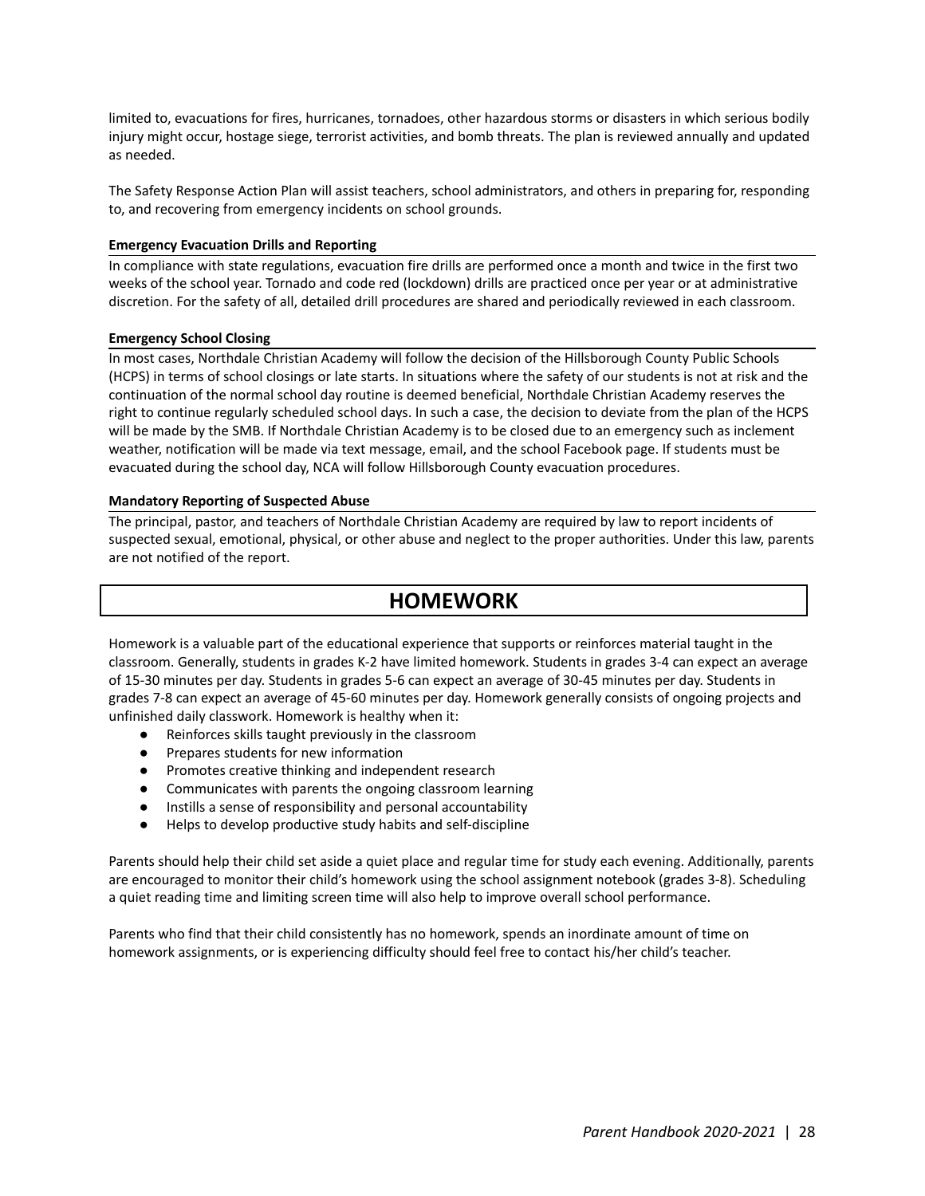limited to, evacuations for fires, hurricanes, tornadoes, other hazardous storms or disasters in which serious bodily injury might occur, hostage siege, terrorist activities, and bomb threats. The plan is reviewed annually and updated as needed.

The Safety Response Action Plan will assist teachers, school administrators, and others in preparing for, responding to, and recovering from emergency incidents on school grounds.

### Emergency Evacuation Drills and Reporting

In compliance with state regulations, evacuation fire drills are performed once a month and twice in the first two weeks of the school year. Tornado and code red (lockdown) drills are practiced once per year or at administrative discretion. For the safety of all, detailed drill procedures are shared and periodically reviewed in each classroom.

### Emergency School Closing

In most cases, Northdale Christian Academy will follow the decision of the Hillsborough County Public Schools (HCPS) in terms of school closings or late starts. In situations where the safety of our students is not at risk and the continuation of the normal school day routine is deemed beneficial, Northdale Christian Academy reserves the right to continue regularly scheduled school days. In such a case, the decision to deviate from the plan of the HCPS will be made by the SMB. If Northdale Christian Academy is to be closed due to an emergency such as inclement weather, notification will be made via text message, email, and the school Facebook page. If students must be evacuated during the school day, NCA will follow Hillsborough County evacuation procedures.

### Mandatory Reporting of Suspected Abuse

The principal, pastor, and teachers of Northdale Christian Academy are required by law to report incidents of suspected sexual, emotional, physical, or other abuse and neglect to the proper authorities. Under this law, parents are not notified of the report.

## HOMEWORK

Homework is a valuable part of the educational experience that supports or reinforces material taught in the classroom. Generally, students in grades K-2 have limited homework. Students in grades 3-4 can expect an average of 15-30 minutes per day. Students in grades 5-6 can expect an average of 30-45 minutes per day. Students in grades 7-8 can expect an average of 45-60 minutes per day. Homework generally consists of ongoing projects and unfinished daily classwork. Homework is healthy when it:

- Reinforces skills taught previously in the classroom
- Prepares students for new information
- Promotes creative thinking and independent research
- Communicates with parents the ongoing classroom learning
- Instills a sense of responsibility and personal accountability
- Helps to develop productive study habits and self-discipline

Parents should help their child set aside a quiet place and regular time for study each evening. Additionally, parents are encouraged to monitor their child's homework using the school assignment notebook (grades 3-8). Scheduling a quiet reading time and limiting screen time will also help to improve overall school performance.

Parents who find that their child consistently has no homework, spends an inordinate amount of time on homework assignments, or is experiencing difficulty should feel free to contact his/her child's teacher.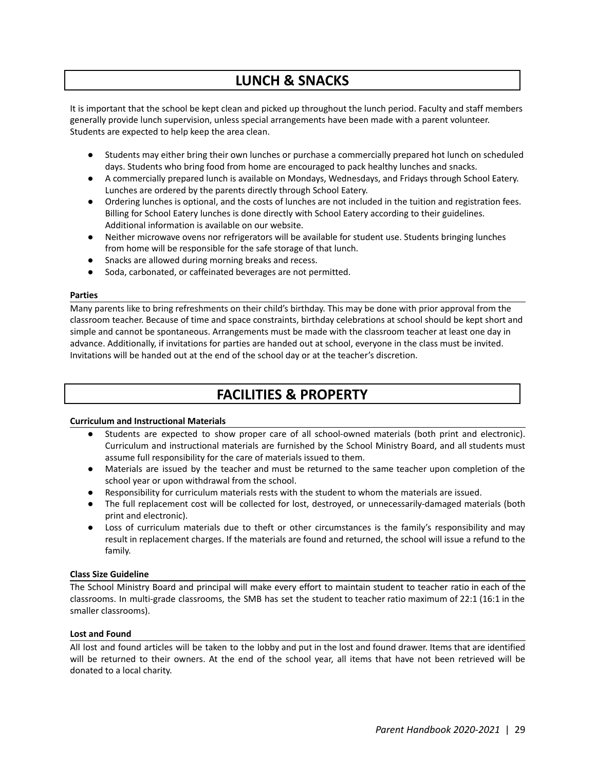# LUNCH & SNACKS

It is important that the school be kept clean and picked up throughout the lunch period. Faculty and staff members generally provide lunch supervision, unless special arrangements have been made with a parent volunteer. Students are expected to help keep the area clean.

- Students may either bring their own lunches or purchase a commercially prepared hot lunch on scheduled days. Students who bring food from home are encouraged to pack healthy lunches and snacks.
- A commercially prepared lunch is available on Mondays, Wednesdays, and Fridays through School Eatery. Lunches are ordered by the parents directly through School Eatery.
- Ordering lunches is optional, and the costs of lunches are not included in the tuition and registration fees. Billing for School Eatery lunches is done directly with School Eatery according to their guidelines. Additional information is available on our website.
- Neither microwave ovens nor refrigerators will be available for student use. Students bringing lunches from home will be responsible for the safe storage of that lunch.
- Snacks are allowed during morning breaks and recess.
- Soda, carbonated, or caffeinated beverages are not permitted.

### Parties

Many parents like to bring refreshments on their child's birthday. This may be done with prior approval from the classroom teacher. Because of time and space constraints, birthday celebrations at school should be kept short and simple and cannot be spontaneous. Arrangements must be made with the classroom teacher at least one day in advance. Additionally, if invitations for parties are handed out at school, everyone in the class must be invited. Invitations will be handed out at the end of the school day or at the teacher's discretion.

# FACILITIES & PROPERTY

### Curriculum and Instructional Materials

- Students are expected to show proper care of all school-owned materials (both print and electronic). Curriculum and instructional materials are furnished by the School Ministry Board, and all students must assume full responsibility for the care of materials issued to them.
- Materials are issued by the teacher and must be returned to the same teacher upon completion of the school year or upon withdrawal from the school.
- Responsibility for curriculum materials rests with the student to whom the materials are issued.
- The full replacement cost will be collected for lost, destroyed, or unnecessarily-damaged materials (both print and electronic).
- Loss of curriculum materials due to theft or other circumstances is the family's responsibility and may result in replacement charges. If the materials are found and returned, the school will issue a refund to the family.

### Class Size Guideline

The School Ministry Board and principal will make every effort to maintain student to teacher ratio in each of the classrooms. In multi-grade classrooms, the SMB has set the student to teacher ratio maximum of 22:1 (16:1 in the smaller classrooms).

### Lost and Found

All lost and found articles will be taken to the lobby and put in the lost and found drawer. Items that are identified will be returned to their owners. At the end of the school year, all items that have not been retrieved will be donated to a local charity.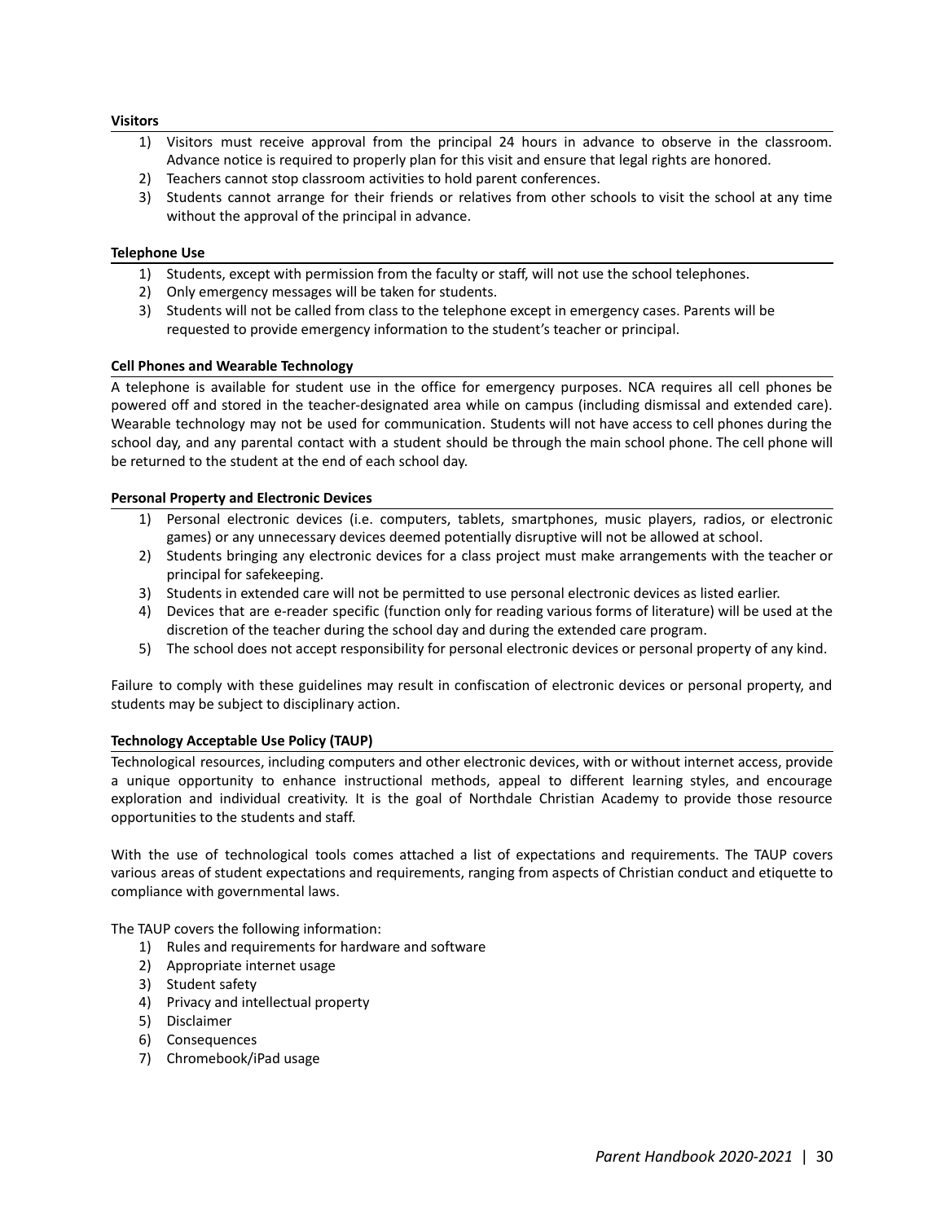**Visitors**

1) Visitors must receive approval from the principal 24 hours in advance to observe in the classroom. Advance notice is required to properly plan for this visit and ensure that legal rights are honored.
2) Teachers cannot stop classroom activities to hold parent conferences.
3) Students cannot arrange for their friends or relatives from other schools to visit the school at any time without the approval of the principal in advance.

**Telephone Use**

1) Students, except with permission from the faculty or staff, will not use the school telephones.
2) Only emergency messages will be taken for students.
3) Students will not be called from class to the telephone except in emergency cases. Parents will be requested to provide emergency information to the student's teacher or principal.

**Cell Phones and Wearable Technology**

A telephone is available for student use in the office for emergency purposes. NCA requires all cell phones be powered off and stored in the teacher-designated area while on campus (including dismissal and extended care). Wearable technology may not be used for communication. Students will not have access to cell phones during the school day, and any parental contact with a student should be through the main school phone. The cell phone will be returned to the student at the end of each school day.

**Personal Property and Electronic Devices**

1) Personal electronic devices (i.e. computers, tablets, smartphones, music players, radios, or electronic games) or any unnecessary devices deemed potentially disruptive will not be allowed at school.
2) Students bringing any electronic devices for a class project must make arrangements with the teacher or principal for safekeeping.
3) Students in extended care will not be permitted to use personal electronic devices as listed earlier.
4) Devices that are e-reader specific (function only for reading various forms of literature) will be used at the discretion of the teacher during the school day and during the extended care program.
5) The school does not accept responsibility for personal electronic devices or personal property of any kind.

Failure to comply with these guidelines may result in confiscation of electronic devices or personal property, and students may be subject to disciplinary action.

**Technology Acceptable Use Policy (TAUP)**

Technological resources, including computers and other electronic devices, with or without internet access, provide a unique opportunity to enhance instructional methods, appeal to different learning styles, and encourage exploration and individual creativity. It is the goal of Northdale Christian Academy to provide those resource opportunities to the students and staff.

With the use of technological tools comes attached a list of expectations and requirements. The TAUP covers various areas of student expectations and requirements, ranging from aspects of Christian conduct and etiquette to compliance with governmental laws.

The TAUP covers the following information:

1) Rules and requirements for hardware and software
2) Appropriate internet usage
3) Student safety
4) Privacy and intellectual property
5) Disclaimer
6) Consequences
7) Chromebook/iPad usage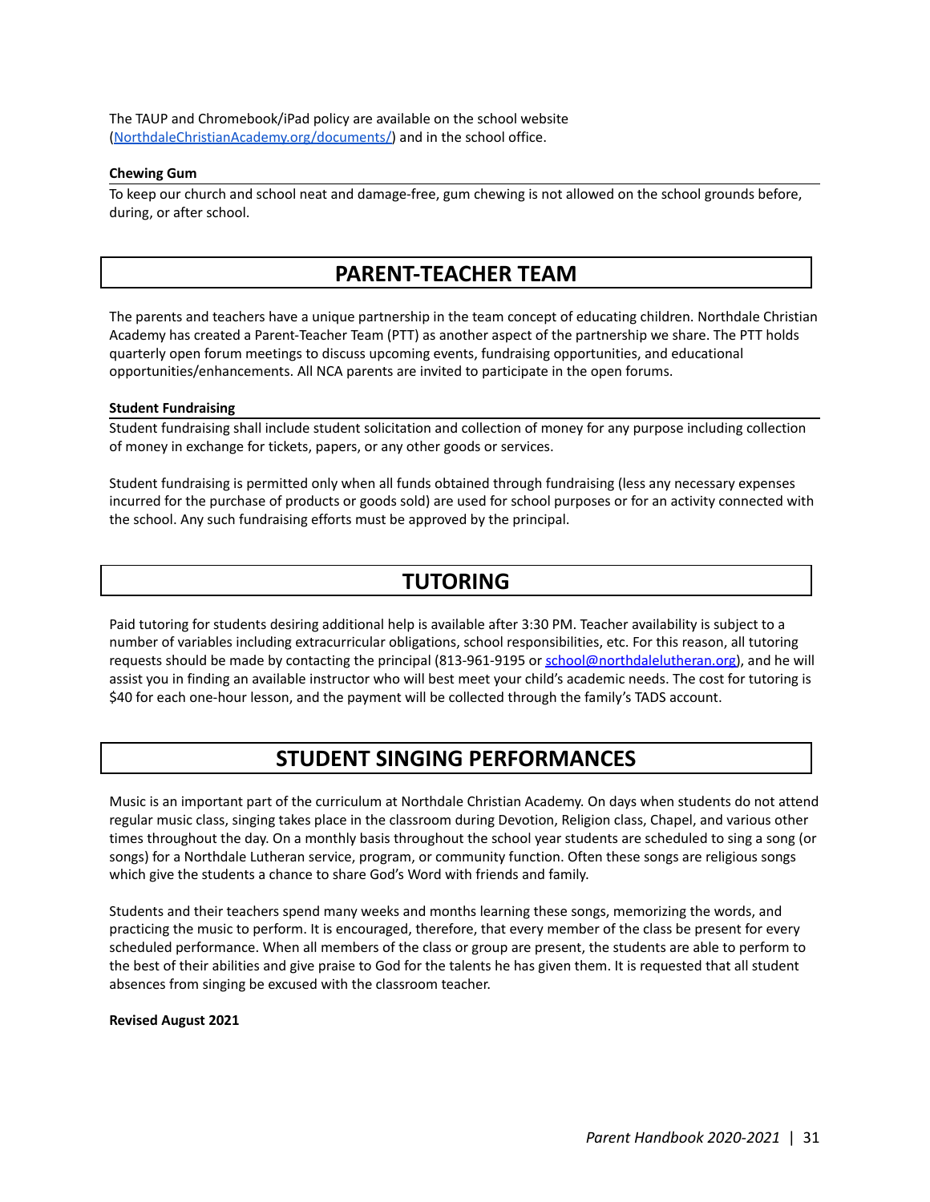The TAUP and Chromebook/iPad policy are available on the school website (NorthdaleChristianAcademy.org/documents/) and in the school office.

### Chewing Gum

To keep our church and school neat and damage-free, gum chewing is not allowed on the school grounds before, during, or after school.

## PARENT-TEACHER TEAM

The parents and teachers have a unique partnership in the team concept of educating children. Northdale Christian Academy has created a Parent-Teacher Team (PTT) as another aspect of the partnership we share. The PTT holds quarterly open forum meetings to discuss upcoming events, fundraising opportunities, and educational opportunities/enhancements. All NCA parents are invited to participate in the open forums.

### Student Fundraising

Student fundraising shall include student solicitation and collection of money for any purpose including collection of money in exchange for tickets, papers, or any other goods or services.

Student fundraising is permitted only when all funds obtained through fundraising (less any necessary expenses incurred for the purchase of products or goods sold) are used for school purposes or for an activity connected with the school. Any such fundraising efforts must be approved by the principal.

## TUTORING

Paid tutoring for students desiring additional help is available after 3:30 PM. Teacher availability is subject to a number of variables including extracurricular obligations, school responsibilities, etc. For this reason, all tutoring requests should be made by contacting the principal (813-961-9195 or school@northdalelutheran.org), and he will assist you in finding an available instructor who will best meet your child's academic needs. The cost for tutoring is $40 for each one-hour lesson, and the payment will be collected through the family's TADS account.

## STUDENT SINGING PERFORMANCES

Music is an important part of the curriculum at Northdale Christian Academy. On days when students do not attend regular music class, singing takes place in the classroom during Devotion, Religion class, Chapel, and various other times throughout the day. On a monthly basis throughout the school year students are scheduled to sing a song (or songs) for a Northdale Lutheran service, program, or community function. Often these songs are religious songs which give the students a chance to share God's Word with friends and family.

Students and their teachers spend many weeks and months learning these songs, memorizing the words, and practicing the music to perform. It is encouraged, therefore, that every member of the class be present for every scheduled performance. When all members of the class or group are present, the students are able to perform to the best of their abilities and give praise to God for the talents he has given them. It is requested that all student absences from singing be excused with the classroom teacher.

**Revised August 2021**